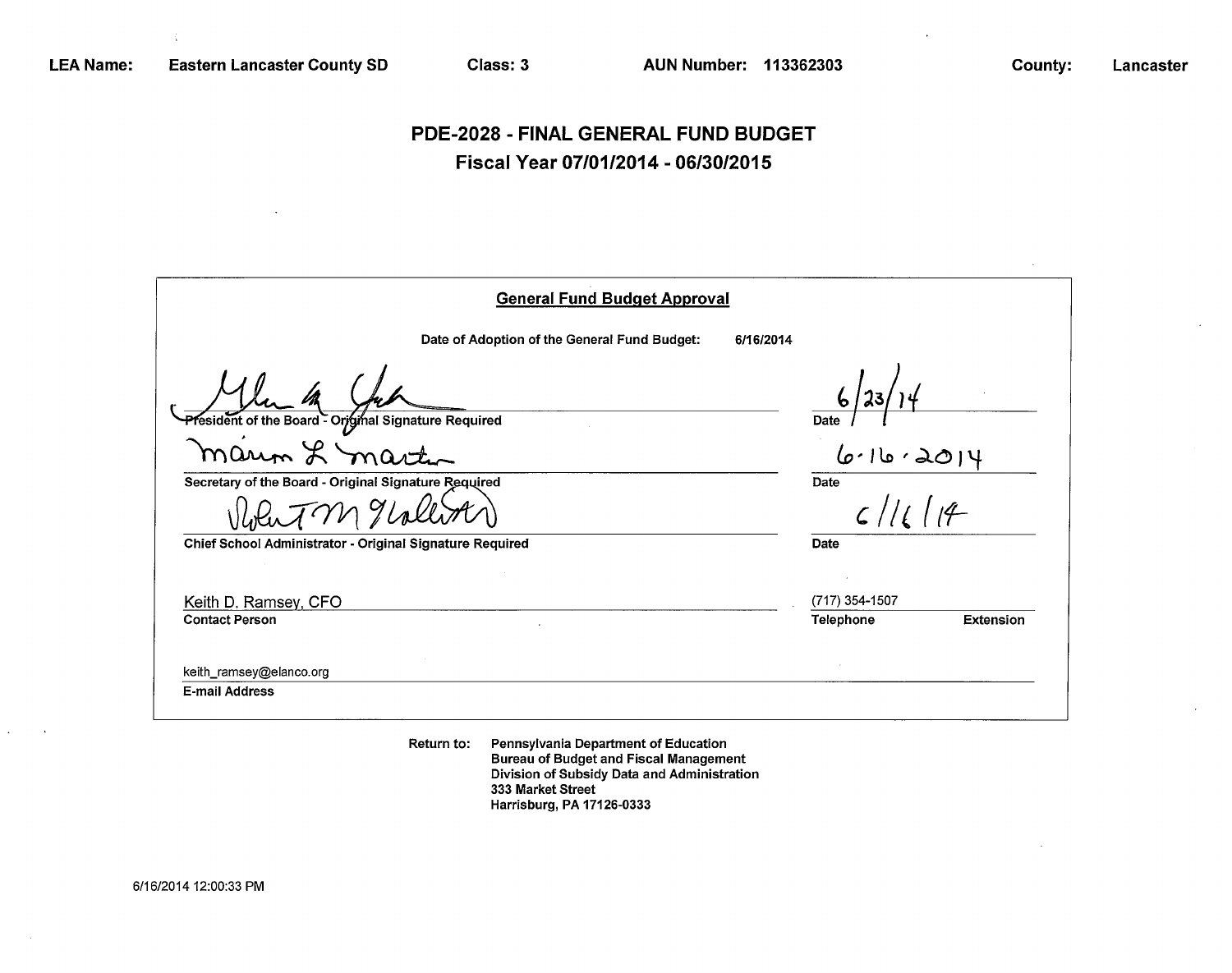**LEA Name:** Eastern Lancaster County SD **Class:** 3 **AUN Number:** 113362303 **County:** Lancaster

# PDE-2028 - FINAL GENERAL FUND BUDGET

## Fiscal Year 07/01/2014 - 06/30/2015

### General Fund Budget Approval

Date of Adoption of the General Fund Budget: 6/16/2014

| | |
|---|---|
| [signature] | 6/23/14 |
| President of the Board - Original Signature Required | Date |
| Marvin L Martin | 6.16.2014 |
| Secretary of the Board - Original Signature Required | Date |
| [signature] | 6/16/14 |
| Chief School Administrator - Original Signature Required | Date |
| Keith D. Ramsey, CFO | (717) 354-1507 |
| Contact Person | Telephone / Extension |
| keith_ramsey@elanco.org | |
| E-mail Address | |

Return to: Pennsylvania Department of Education
Bureau of Budget and Fiscal Management
Division of Subsidy Data and Administration
333 Market Street
Harrisburg, PA 17126-0333

6/16/2014 12:00:33 PM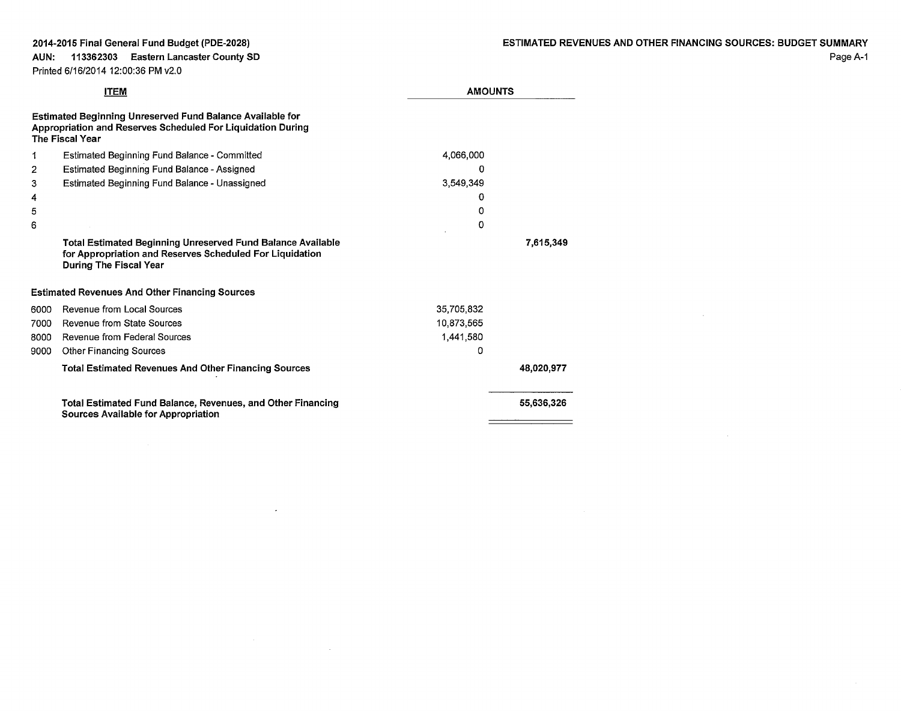2014-2015 Final General Fund Budget (PDE-2028)

AUN: 113362303 Eastern Lancaster County SD

Printed 6/16/2014 12:00:36 PM v2.0

## ESTIMATED REVENUES AND OTHER FINANCING SOURCES: BUDGET SUMMARY

| | ITEM | AMOUNTS | |
|---|---|---|---|
| | **Estimated Beginning Unreserved Fund Balance Available for Appropriation and Reserves Scheduled For Liquidation During The Fiscal Year** | | |
| 1 | Estimated Beginning Fund Balance - Committed | 4,066,000 | |
| 2 | Estimated Beginning Fund Balance - Assigned | 0 | |
| 3 | Estimated Beginning Fund Balance - Unassigned | 3,549,349 | |
| 4 | | 0 | |
| 5 | | 0 | |
| 6 | | 0 | |
| | **Total Estimated Beginning Unreserved Fund Balance Available for Appropriation and Reserves Scheduled For Liquidation During The Fiscal Year** | | **7,615,349** |
| | **Estimated Revenues And Other Financing Sources** | | |
| 6000 | Revenue from Local Sources | 35,705,832 | |
| 7000 | Revenue from State Sources | 10,873,565 | |
| 8000 | Revenue from Federal Sources | 1,441,580 | |
| 9000 | Other Financing Sources | 0 | |
| | **Total Estimated Revenues And Other Financing Sources** | | **48,020,977** |
| | **Total Estimated Fund Balance, Revenues, and Other Financing Sources Available for Appropriation** | | **55,636,326** |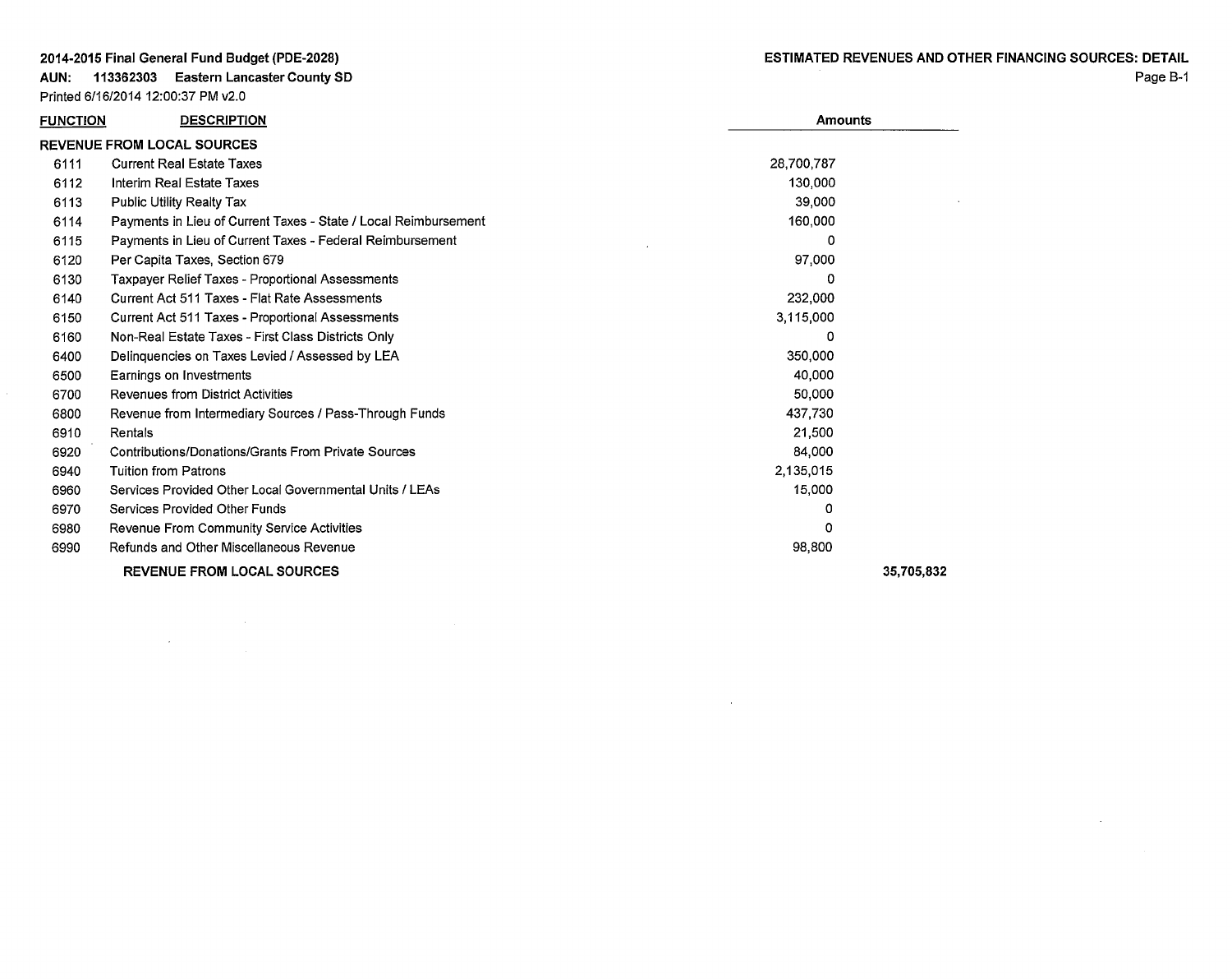**2014-2015 Final General Fund Budget (PDE-2028)**

**AUN: 113362303 Eastern Lancaster County SD**

Printed 6/16/2014 12:00:37 PM v2.0

**ESTIMATED REVENUES AND OTHER FINANCING SOURCES: DETAIL**

| FUNCTION | DESCRIPTION | Amounts | |
|---|---|---|---|
| **REVENUE FROM LOCAL SOURCES** | | | |
| 6111 | Current Real Estate Taxes | 28,700,787 | |
| 6112 | Interim Real Estate Taxes | 130,000 | |
| 6113 | Public Utility Realty Tax | 39,000 | |
| 6114 | Payments in Lieu of Current Taxes - State / Local Reimbursement | 160,000 | |
| 6115 | Payments in Lieu of Current Taxes - Federal Reimbursement | 0 | |
| 6120 | Per Capita Taxes, Section 679 | 97,000 | |
| 6130 | Taxpayer Relief Taxes - Proportional Assessments | 0 | |
| 6140 | Current Act 511 Taxes - Flat Rate Assessments | 232,000 | |
| 6150 | Current Act 511 Taxes - Proportional Assessments | 3,115,000 | |
| 6160 | Non-Real Estate Taxes - First Class Districts Only | 0 | |
| 6400 | Delinquencies on Taxes Levied / Assessed by LEA | 350,000 | |
| 6500 | Earnings on Investments | 40,000 | |
| 6700 | Revenues from District Activities | 50,000 | |
| 6800 | Revenue from Intermediary Sources / Pass-Through Funds | 437,730 | |
| 6910 | Rentals | 21,500 | |
| 6920 | Contributions/Donations/Grants From Private Sources | 84,000 | |
| 6940 | Tuition from Patrons | 2,135,015 | |
| 6960 | Services Provided Other Local Governmental Units / LEAs | 15,000 | |
| 6970 | Services Provided Other Funds | 0 | |
| 6980 | Revenue From Community Service Activities | 0 | |
| 6990 | Refunds and Other Miscellaneous Revenue | 98,800 | |
| | **REVENUE FROM LOCAL SOURCES** | | **35,705,832** |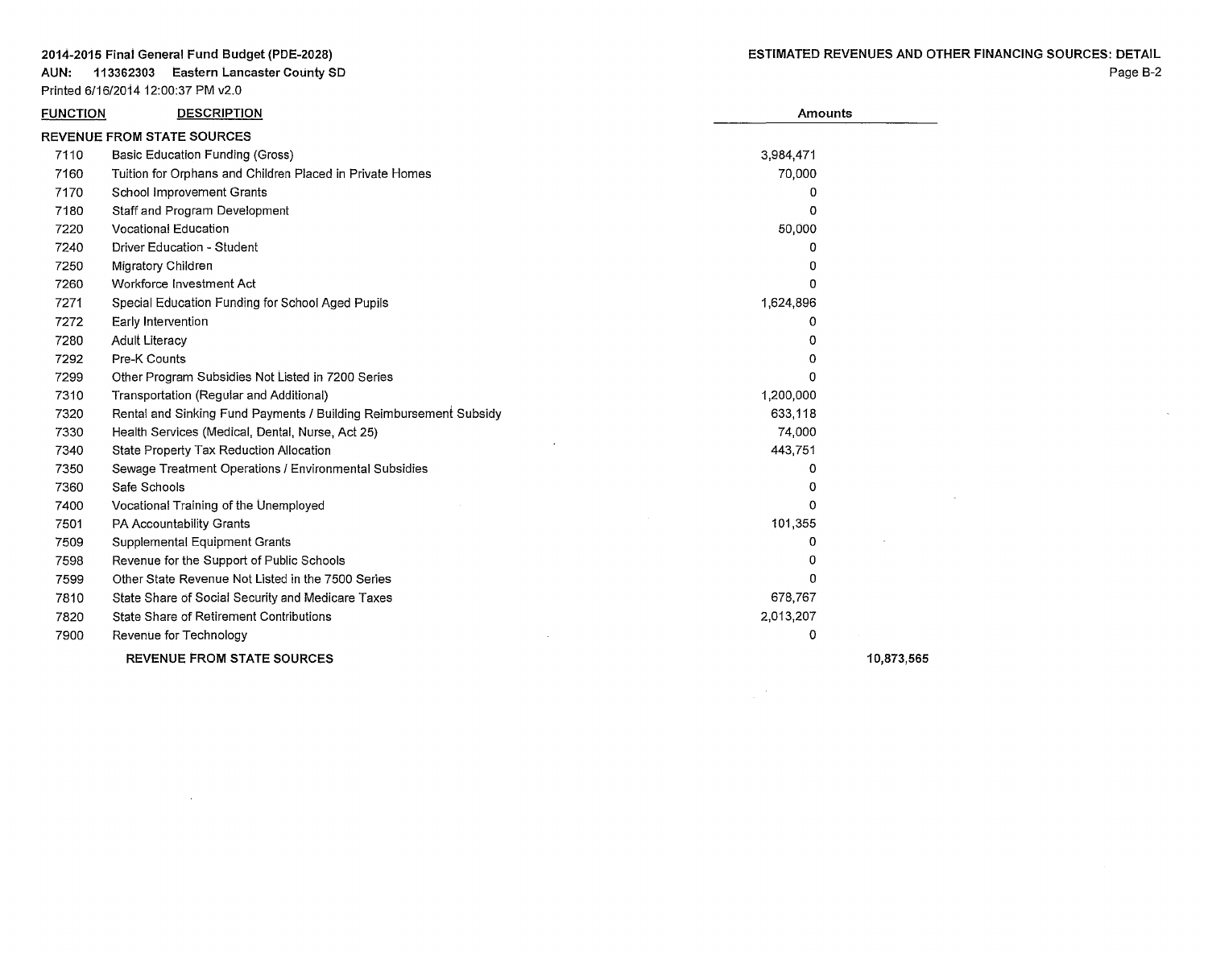**2014-2015 Final General Fund Budget (PDE-2028)**
**AUN: 113362303 Eastern Lancaster County SD**
Printed 6/16/2014 12:00:37 PM v2.0

**ESTIMATED REVENUES AND OTHER FINANCING SOURCES: DETAIL**

| FUNCTION | DESCRIPTION | Amounts | |
|---|---|---|---|
| **REVENUE FROM STATE SOURCES** | | | |
| 7110 | Basic Education Funding (Gross) | 3,984,471 | |
| 7160 | Tuition for Orphans and Children Placed in Private Homes | 70,000 | |
| 7170 | School Improvement Grants | 0 | |
| 7180 | Staff and Program Development | 0 | |
| 7220 | Vocational Education | 50,000 | |
| 7240 | Driver Education - Student | 0 | |
| 7250 | Migratory Children | 0 | |
| 7260 | Workforce Investment Act | 0 | |
| 7271 | Special Education Funding for School Aged Pupils | 1,624,896 | |
| 7272 | Early Intervention | 0 | |
| 7280 | Adult Literacy | 0 | |
| 7292 | Pre-K Counts | 0 | |
| 7299 | Other Program Subsidies Not Listed in 7200 Series | 0 | |
| 7310 | Transportation (Regular and Additional) | 1,200,000 | |
| 7320 | Rental and Sinking Fund Payments / Building Reimbursement Subsidy | 633,118 | |
| 7330 | Health Services (Medical, Dental, Nurse, Act 25) | 74,000 | |
| 7340 | State Property Tax Reduction Allocation | 443,751 | |
| 7350 | Sewage Treatment Operations / Environmental Subsidies | 0 | |
| 7360 | Safe Schools | 0 | |
| 7400 | Vocational Training of the Unemployed | 0 | |
| 7501 | PA Accountability Grants | 101,355 | |
| 7509 | Supplemental Equipment Grants | 0 | |
| 7598 | Revenue for the Support of Public Schools | 0 | |
| 7599 | Other State Revenue Not Listed in the 7500 Series | 0 | |
| 7810 | State Share of Social Security and Medicare Taxes | 678,767 | |
| 7820 | State Share of Retirement Contributions | 2,013,207 | |
| 7900 | Revenue for Technology | 0 | |
| | **REVENUE FROM STATE SOURCES** | | 10,873,565 |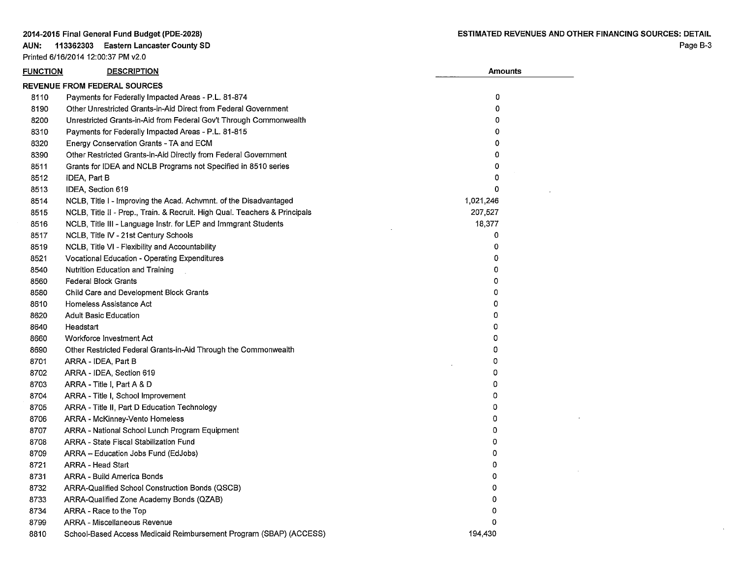**2014-2015 Final General Fund Budget (PDE-2028)**

**AUN: 113362303 Eastern Lancaster County SD**

Printed 6/16/2014 12:00:37 PM v2.0

**ESTIMATED REVENUES AND OTHER FINANCING SOURCES: DETAIL**

| FUNCTION | DESCRIPTION | Amounts |
|---|---|---|
| **REVENUE FROM FEDERAL SOURCES** | | |
| 8110 | Payments for Federally Impacted Areas - P.L. 81-874 | 0 |
| 8190 | Other Unrestricted Grants-in-Aid Direct from Federal Government | 0 |
| 8200 | Unrestricted Grants-in-Aid from Federal Gov't Through Commonwealth | 0 |
| 8310 | Payments for Federally Impacted Areas - P.L. 81-815 | 0 |
| 8320 | Energy Conservation Grants - TA and ECM | 0 |
| 8390 | Other Restricted Grants-in-Aid Directly from Federal Government | 0 |
| 8511 | Grants for IDEA and NCLB Programs not Specified in 8510 series | 0 |
| 8512 | IDEA, Part B | 0 |
| 8513 | IDEA, Section 619 | 0 |
| 8514 | NCLB, Title I - Improving the Acad. Achvmnt. of the Disadvantaged | 1,021,246 |
| 8515 | NCLB, Title II - Prep., Train. & Recruit. High Qual. Teachers & Principals | 207,527 |
| 8516 | NCLB, Title III - Language Instr. for LEP and Immgrant Students | 18,377 |
| 8517 | NCLB, Title IV - 21st Century Schools | 0 |
| 8519 | NCLB, Title VI - Flexibility and Accountability | 0 |
| 8521 | Vocational Education - Operating Expenditures | 0 |
| 8540 | Nutrition Education and Training | 0 |
| 8560 | Federal Block Grants | 0 |
| 8580 | Child Care and Development Block Grants | 0 |
| 8610 | Homeless Assistance Act | 0 |
| 8620 | Adult Basic Education | 0 |
| 8640 | Headstart | 0 |
| 8660 | Workforce Investment Act | 0 |
| 8690 | Other Restricted Federal Grants-in-Aid Through the Commonwealth | 0 |
| 8701 | ARRA - IDEA, Part B | 0 |
| 8702 | ARRA - IDEA, Section 619 | 0 |
| 8703 | ARRA - Title I, Part A & D | 0 |
| 8704 | ARRA - Title I, School Improvement | 0 |
| 8705 | ARRA - Title II, Part D Education Technology | 0 |
| 8706 | ARRA - McKinney-Vento Homeless | 0 |
| 8707 | ARRA - National School Lunch Program Equipment | 0 |
| 8708 | ARRA - State Fiscal Stabilization Fund | 0 |
| 8709 | ARRA – Education Jobs Fund (EdJobs) | 0 |
| 8721 | ARRA - Head Start | 0 |
| 8731 | ARRA - Build America Bonds | 0 |
| 8732 | ARRA-Qualified School Construction Bonds (QSCB) | 0 |
| 8733 | ARRA-Qualified Zone Academy Bonds (QZAB) | 0 |
| 8734 | ARRA - Race to the Top | 0 |
| 8799 | ARRA - Miscellaneous Revenue | 0 |
| 8810 | School-Based Access Medicaid Reimbursement Program (SBAP) (ACCESS) | 194,430 |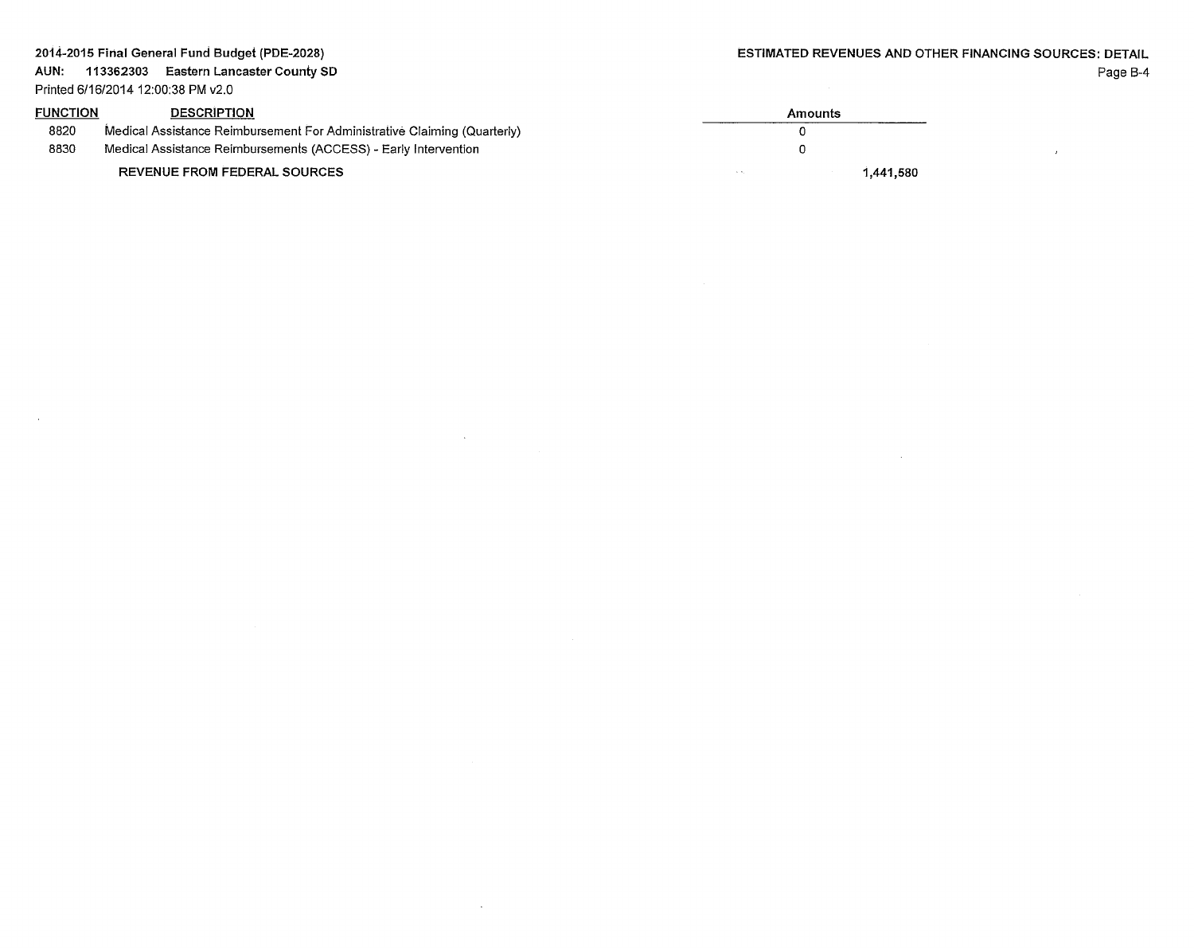| FUNCTION | DESCRIPTION | Amounts | |
|---|---|---|---|
| 8820 | Medical Assistance Reimbursement For Administrative Claiming (Quarterly) | 0 | |
| 8830 | Medical Assistance Reimbursements (ACCESS) - Early Intervention | 0 | |
| | **REVENUE FROM FEDERAL SOURCES** | | **1,441,580** |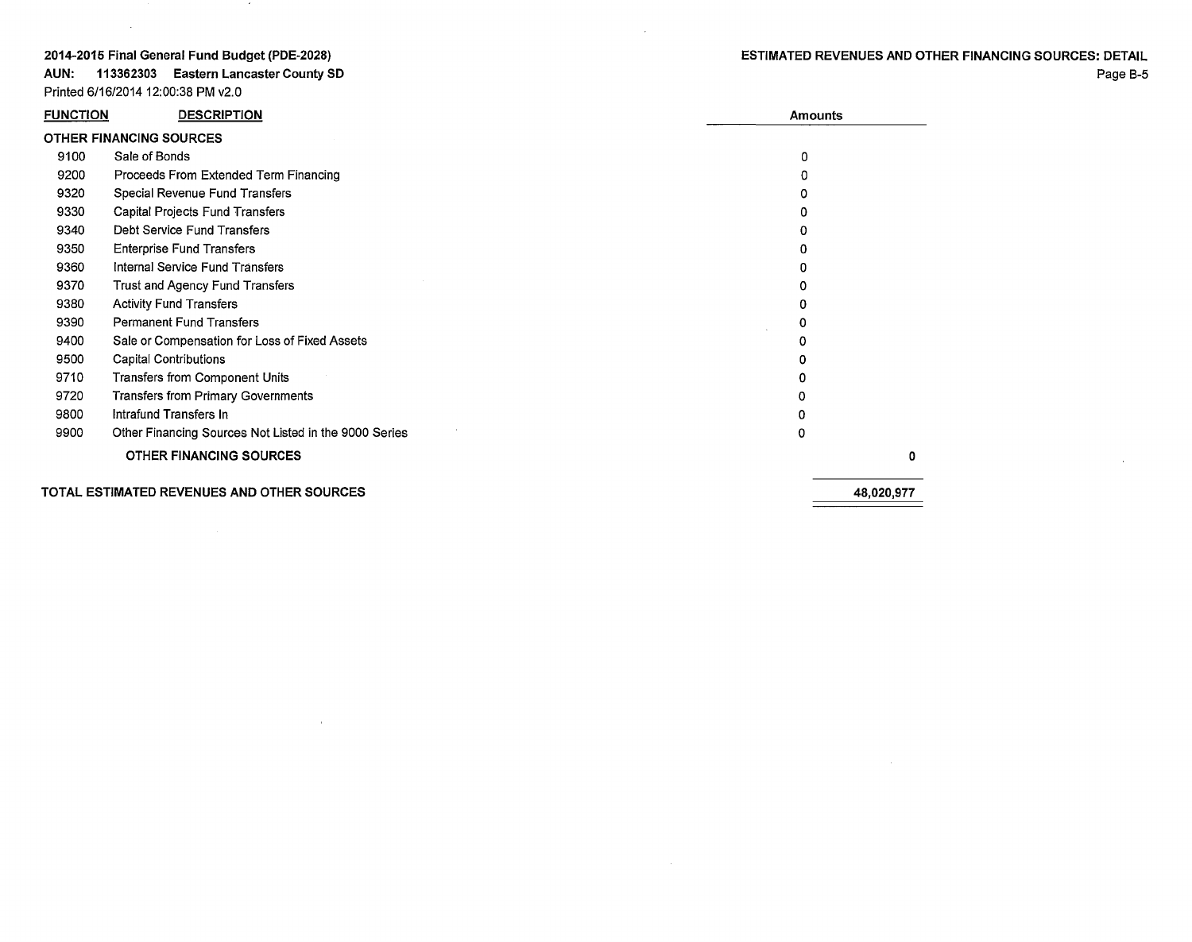**2014-2015 Final General Fund Budget (PDE-2028)**

**AUN: 113362303 Eastern Lancaster County SD**

Printed 6/16/2014 12:00:38 PM v2.0

**ESTIMATED REVENUES AND OTHER FINANCING SOURCES: DETAIL**

| FUNCTION | DESCRIPTION | Amounts | |
|---|---|---|---|
| **OTHER FINANCING SOURCES** | | | |
| 9100 | Sale of Bonds | 0 | |
| 9200 | Proceeds From Extended Term Financing | 0 | |
| 9320 | Special Revenue Fund Transfers | 0 | |
| 9330 | Capital Projects Fund Transfers | 0 | |
| 9340 | Debt Service Fund Transfers | 0 | |
| 9350 | Enterprise Fund Transfers | 0 | |
| 9360 | Internal Service Fund Transfers | 0 | |
| 9370 | Trust and Agency Fund Transfers | 0 | |
| 9380 | Activity Fund Transfers | 0 | |
| 9390 | Permanent Fund Transfers | 0 | |
| 9400 | Sale or Compensation for Loss of Fixed Assets | 0 | |
| 9500 | Capital Contributions | 0 | |
| 9710 | Transfers from Component Units | 0 | |
| 9720 | Transfers from Primary Governments | 0 | |
| 9800 | Intrafund Transfers In | 0 | |
| 9900 | Other Financing Sources Not Listed in the 9000 Series | 0 | |
| | **OTHER FINANCING SOURCES** | | **0** |
| **TOTAL ESTIMATED REVENUES AND OTHER SOURCES** | | | **48,020,977** |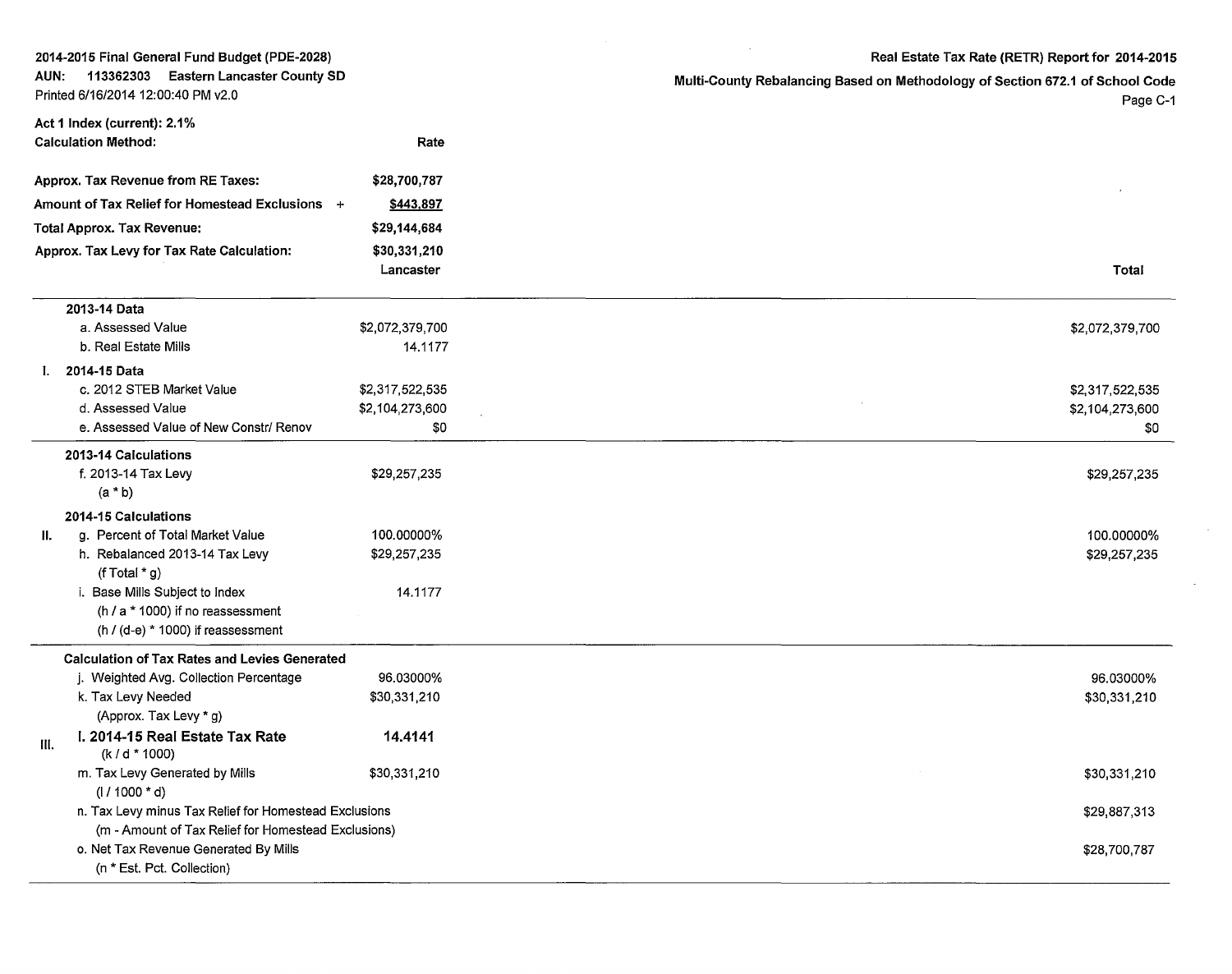2014-2015 Final General Fund Budget (PDE-2028)
AUN: 113362303 Eastern Lancaster County SD
Printed 6/16/2014 12:00:40 PM v2.0

Real Estate Tax Rate (RETR) Report for 2014-2015
Multi-County Rebalancing Based on Methodology of Section 672.1 of School Code

**Act 1 Index (current): 2.1%**

| **Calculation Method:** | **Rate** |
|---|---|
| **Approx. Tax Revenue from RE Taxes:** | **$28,700,787** |
| **Amount of Tax Relief for Homestead Exclusions +** | **$443,897** |
| **Total Approx. Tax Revenue:** | **$29,144,684** |
| **Approx. Tax Levy for Tax Rate Calculation:** | **$30,331,210** |

| | | Lancaster | Total |
|---|---|---|---|
| | **2013-14 Data** | | |
| | a. Assessed Value | $2,072,379,700 | $2,072,379,700 |
| | b. Real Estate Mills | 14.1177 | |
| I. | **2014-15 Data** | | |
| | c. 2012 STEB Market Value | $2,317,522,535 | $2,317,522,535 |
| | d. Assessed Value | $2,104,273,600 | $2,104,273,600 |
| | e. Assessed Value of New Constr/ Renov | $0 | $0 |
| | **2013-14 Calculations** | | |
| | f. 2013-14 Tax Levy (a * b) | $29,257,235 | $29,257,235 |
| | **2014-15 Calculations** | | |
| II. | g. Percent of Total Market Value | 100.00000% | 100.00000% |
| | h. Rebalanced 2013-14 Tax Levy (f Total * g) | $29,257,235 | $29,257,235 |
| | i. Base Mills Subject to Index (h / a * 1000) if no reassessment (h / (d-e) * 1000) if reassessment | 14.1177 | |
| | **Calculation of Tax Rates and Levies Generated** | | |
| | j. Weighted Avg. Collection Percentage | 96.03000% | 96.03000% |
| | k. Tax Levy Needed (Approx. Tax Levy * g) | $30,331,210 | $30,331,210 |
| III. | **l. 2014-15 Real Estate Tax Rate** (k / d * 1000) | **14.4141** | |
| | m. Tax Levy Generated by Mills (l / 1000 * d) | $30,331,210 | $30,331,210 |
| | n. Tax Levy minus Tax Relief for Homestead Exclusions (m - Amount of Tax Relief for Homestead Exclusions) | | $29,887,313 |
| | o. Net Tax Revenue Generated By Mills (n * Est. Pct. Collection) | | $28,700,787 |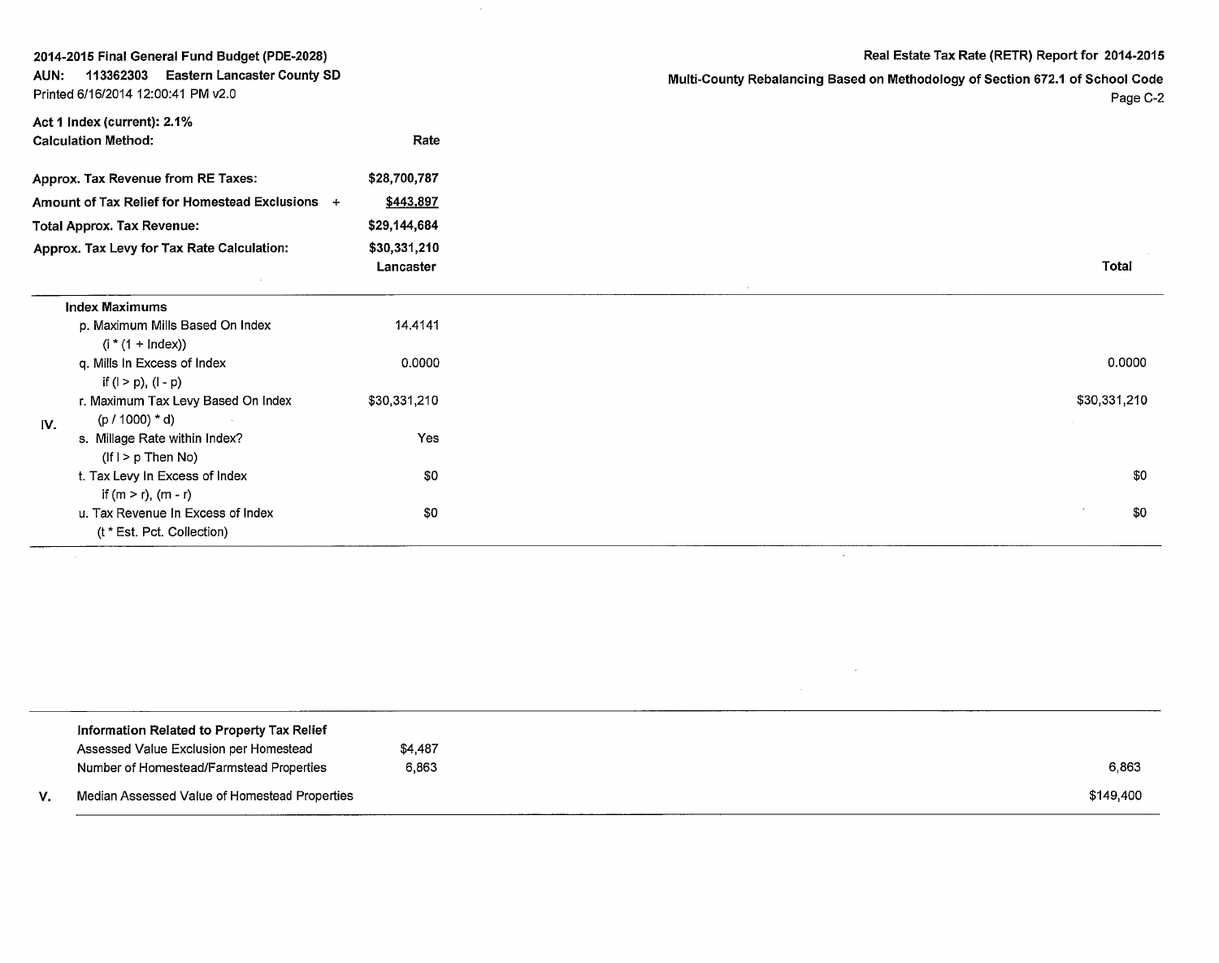2014-2015 Final General Fund Budget (PDE-2028)
AUN: 113362303 Eastern Lancaster County SD
Printed 6/16/2014 12:00:41 PM v2.0

Real Estate Tax Rate (RETR) Report for 2014-2015
Multi-County Rebalancing Based on Methodology of Section 672.1 of School Code

Act 1 Index (current): 2.1%

| Calculation Method: | Rate |
|---|---|
| Approx. Tax Revenue from RE Taxes: | $28,700,787 |
| Amount of Tax Relief for Homestead Exclusions + | $443,897 |
| Total Approx. Tax Revenue: | $29,144,684 |
| Approx. Tax Levy for Tax Rate Calculation: | $30,331,210 |

| | | Lancaster | Total |
|---|---|---|---|
| IV. | **Index Maximums** | | |
| | p. Maximum Mills Based On Index (i * (1 + Index)) | 14.4141 | |
| | q. Mills In Excess of Index if (l > p), (l - p) | 0.0000 | 0.0000 |
| | r. Maximum Tax Levy Based On Index (p / 1000) * d) | $30,331,210 | $30,331,210 |
| | s. Millage Rate within Index? (If l > p Then No) | Yes | |
| | t. Tax Levy In Excess of Index if (m > r), (m - r) | $0 | $0 |
| | u. Tax Revenue In Excess of Index (t * Est. Pct. Collection) | $0 | $0 |

| | | | |
|---|---|---|---|
| V. | **Information Related to Property Tax Relief** | | |
| | Assessed Value Exclusion per Homestead | $4,487 | |
| | Number of Homestead/Farmstead Properties | 6,863 | 6,863 |
| | Median Assessed Value of Homestead Properties | | $149,400 |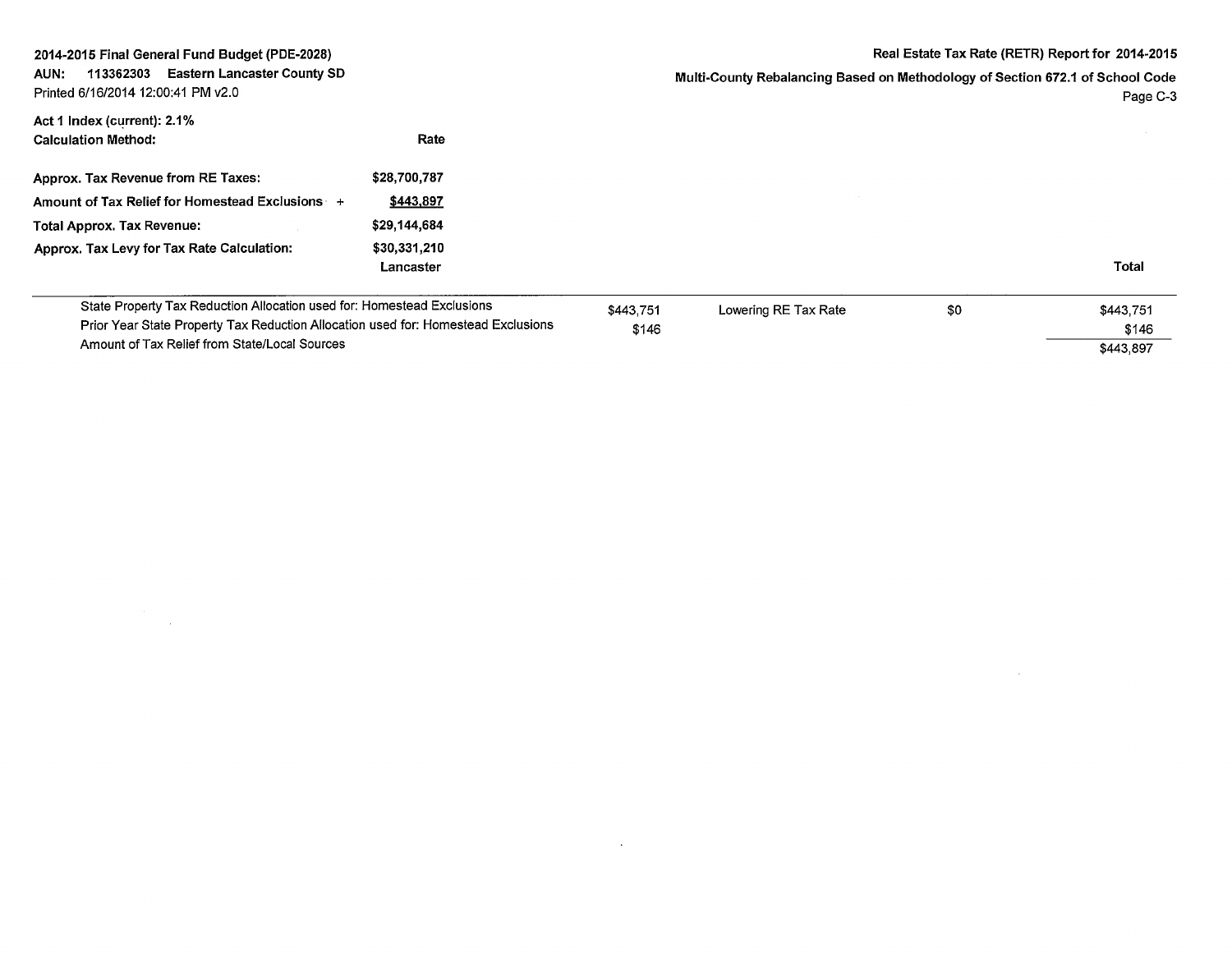2014-2015 Final General Fund Budget (PDE-2028)
AUN: 113362303 Eastern Lancaster County SD
Printed 6/16/2014 12:00:41 PM v2.0

Real Estate Tax Rate (RETR) Report for 2014-2015
Multi-County Rebalancing Based on Methodology of Section 672.1 of School Code
Page C-3

Act 1 Index (current): 2.1%

| Calculation Method: | Rate |
|---|---|
| Approx. Tax Revenue from RE Taxes: | $28,700,787 |
| Amount of Tax Relief for Homestead Exclusions + | $443,897 |
| Total Approx. Tax Revenue: | $29,144,684 |
| Approx. Tax Levy for Tax Rate Calculation: | $30,331,210 |

| | Lancaster | | | Total |
|---|---|---|---|---|
| State Property Tax Reduction Allocation used for: Homestead Exclusions | $443,751 | Lowering RE Tax Rate | $0 | $443,751 |
| Prior Year State Property Tax Reduction Allocation used for: Homestead Exclusions | $146 | | | $146 |
| Amount of Tax Relief from State/Local Sources | | | | $443,897 |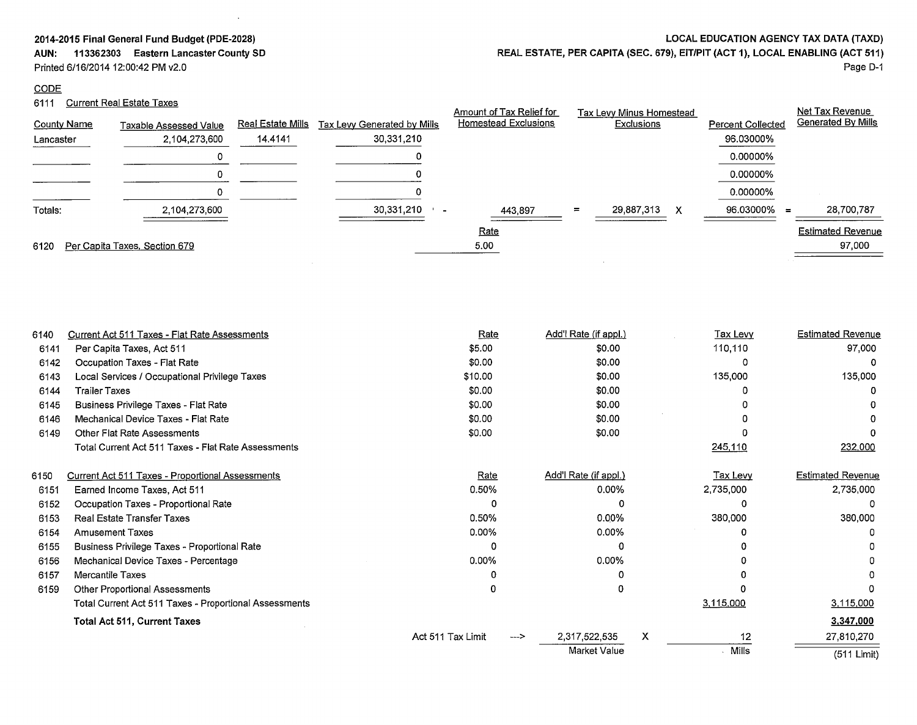2014-2015 Final General Fund Budget (PDE-2028)
AUN: 113362303 Eastern Lancaster County SD
Printed 6/16/2014 12:00:42 PM v2.0

LOCAL EDUCATION AGENCY TAX DATA (TAXD)
REAL ESTATE, PER CAPITA (SEC. 679), EIT/PIT (ACT 1), LOCAL ENABLING (ACT 511)

CODE

6111 Current Real Estate Taxes

| County Name | Taxable Assessed Value | Real Estate Mills | Tax Levy Generated by Mills | | Amount of Tax Relief for Homestead Exclusions | | Tax Levy Minus Homestead Exclusions | | Percent Collected | | Net Tax Revenue Generated By Mills |
|---|---|---|---|---|---|---|---|---|---|---|---|
| Lancaster | 2,104,273,600 | 14.4141 | 30,331,210 | | | | | | 96.03000% | | |
| | 0 | | 0 | | | | | | 0.00000% | | |
| | 0 | | 0 | | | | | | 0.00000% | | |
| | 0 | | 0 | | | | | | 0.00000% | | |
| Totals: | 2,104,273,600 | | 30,331,210 | - | 443,897 | = | 29,887,313 | X | 96.03000% | = | 28,700,787 |

| Code | Description | Rate | Estimated Revenue |
|---|---|---|---|
| 6120 | Per Capita Taxes, Section 679 | 5.00 | 97,000 |

| Code | Description | Rate | Add'l Rate (if appl.) | Tax Levy | Estimated Revenue |
|---|---|---|---|---|---|
| 6140 | Current Act 511 Taxes - Flat Rate Assessments | | | | |
| 6141 | Per Capita Taxes, Act 511 | $5.00 | $0.00 | 110,110 | 97,000 |
| 6142 | Occupation Taxes - Flat Rate | $0.00 | $0.00 | 0 | 0 |
| 6143 | Local Services / Occupational Privilege Taxes | $10.00 | $0.00 | 135,000 | 135,000 |
| 6144 | Trailer Taxes | $0.00 | $0.00 | 0 | 0 |
| 6145 | Business Privilege Taxes - Flat Rate | $0.00 | $0.00 | 0 | 0 |
| 6146 | Mechanical Device Taxes - Flat Rate | $0.00 | $0.00 | 0 | 0 |
| 6149 | Other Flat Rate Assessments | $0.00 | $0.00 | 0 | 0 |
| | Total Current Act 511 Taxes - Flat Rate Assessments | | | 245,110 | 232,000 |

| Code | Description | Rate | Add'l Rate (if appl.) | Tax Levy | Estimated Revenue |
|---|---|---|---|---|---|
| 6150 | Current Act 511 Taxes - Proportional Assessments | | | | |
| 6151 | Earned Income Taxes, Act 511 | 0.50% | 0.00% | 2,735,000 | 2,735,000 |
| 6152 | Occupation Taxes - Proportional Rate | 0 | 0 | 0 | 0 |
| 6153 | Real Estate Transfer Taxes | 0.50% | 0.00% | 380,000 | 380,000 |
| 6154 | Amusement Taxes | 0.00% | 0.00% | 0 | 0 |
| 6155 | Business Privilege Taxes - Proportional Rate | 0 | 0 | 0 | 0 |
| 6156 | Mechanical Device Taxes - Percentage | 0.00% | 0.00% | 0 | 0 |
| 6157 | Mercantile Taxes | 0 | 0 | 0 | 0 |
| 6159 | Other Proportional Assessments | 0 | 0 | 0 | 0 |
| | Total Current Act 511 Taxes - Proportional Assessments | | | 3,115,000 | 3,115,000 |
| | **Total Act 511, Current Taxes** | | | | **3,347,000** |

| | Market Value | | Mills | | (511 Limit) |
|---|---|---|---|---|---|
| Act 511 Tax Limit ---> | 2,317,522,535 | X | 12 | | 27,810,270 |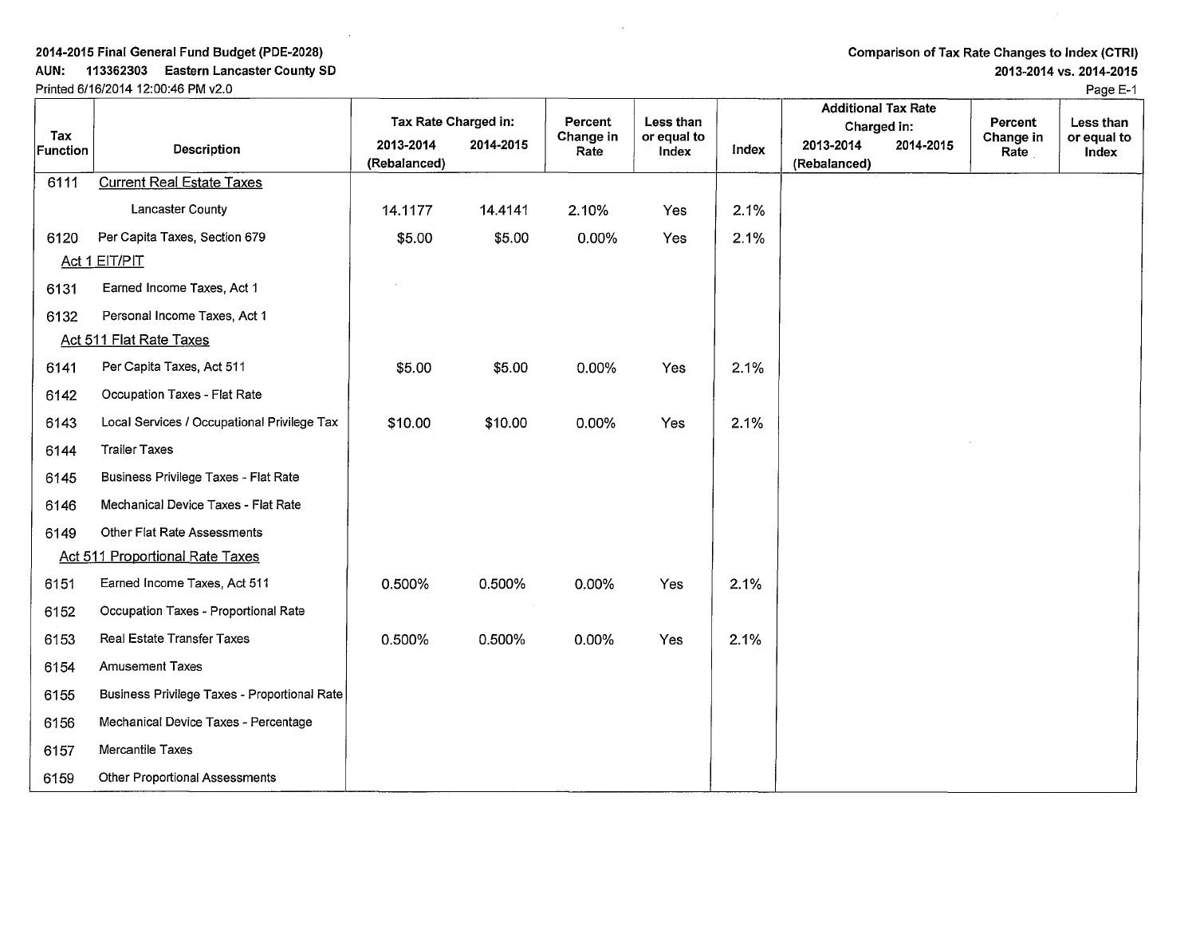**2014-2015 Final General Fund Budget (PDE-2028)**
**AUN: 113362303 Eastern Lancaster County SD**
Printed 6/16/2014 12:00:46 PM v2.0

**Comparison of Tax Rate Changes to Index (CTRI)**
**2013-2014 vs. 2014-2015**

| Tax Function | Description | Tax Rate Charged in: 2013-2014 (Rebalanced) | Tax Rate Charged in: 2014-2015 | Percent Change in Rate | Less than or equal to Index | Index | Additional Tax Rate Charged in: 2013-2014 (Rebalanced) | Additional Tax Rate Charged in: 2014-2015 | Percent Change in Rate | Less than or equal to Index |
|---|---|---|---|---|---|---|---|---|---|---|
| 6111 | Current Real Estate Taxes | | | | | | | | | |
| | Lancaster County | 14.1177 | 14.4141 | 2.10% | Yes | 2.1% | | | | |
| 6120 | Per Capita Taxes, Section 679 | $5.00 | $5.00 | 0.00% | Yes | 2.1% | | | | |
| | Act 1 EIT/PIT | | | | | | | | | |
| 6131 | Earned Income Taxes, Act 1 | | | | | | | | | |
| 6132 | Personal Income Taxes, Act 1 | | | | | | | | | |
| | Act 511 Flat Rate Taxes | | | | | | | | | |
| 6141 | Per Capita Taxes, Act 511 | $5.00 | $5.00 | 0.00% | Yes | 2.1% | | | | |
| 6142 | Occupation Taxes - Flat Rate | | | | | | | | | |
| 6143 | Local Services / Occupational Privilege Tax | $10.00 | $10.00 | 0.00% | Yes | 2.1% | | | | |
| 6144 | Trailer Taxes | | | | | | | | | |
| 6145 | Business Privilege Taxes - Flat Rate | | | | | | | | | |
| 6146 | Mechanical Device Taxes - Flat Rate | | | | | | | | | |
| 6149 | Other Flat Rate Assessments | | | | | | | | | |
| | Act 511 Proportional Rate Taxes | | | | | | | | | |
| 6151 | Earned Income Taxes, Act 511 | 0.500% | 0.500% | 0.00% | Yes | 2.1% | | | | |
| 6152 | Occupation Taxes - Proportional Rate | | | | | | | | | |
| 6153 | Real Estate Transfer Taxes | 0.500% | 0.500% | 0.00% | Yes | 2.1% | | | | |
| 6154 | Amusement Taxes | | | | | | | | | |
| 6155 | Business Privilege Taxes - Proportional Rate | | | | | | | | | |
| 6156 | Mechanical Device Taxes - Percentage | | | | | | | | | |
| 6157 | Mercantile Taxes | | | | | | | | | |
| 6159 | Other Proportional Assessments | | | | | | | | | |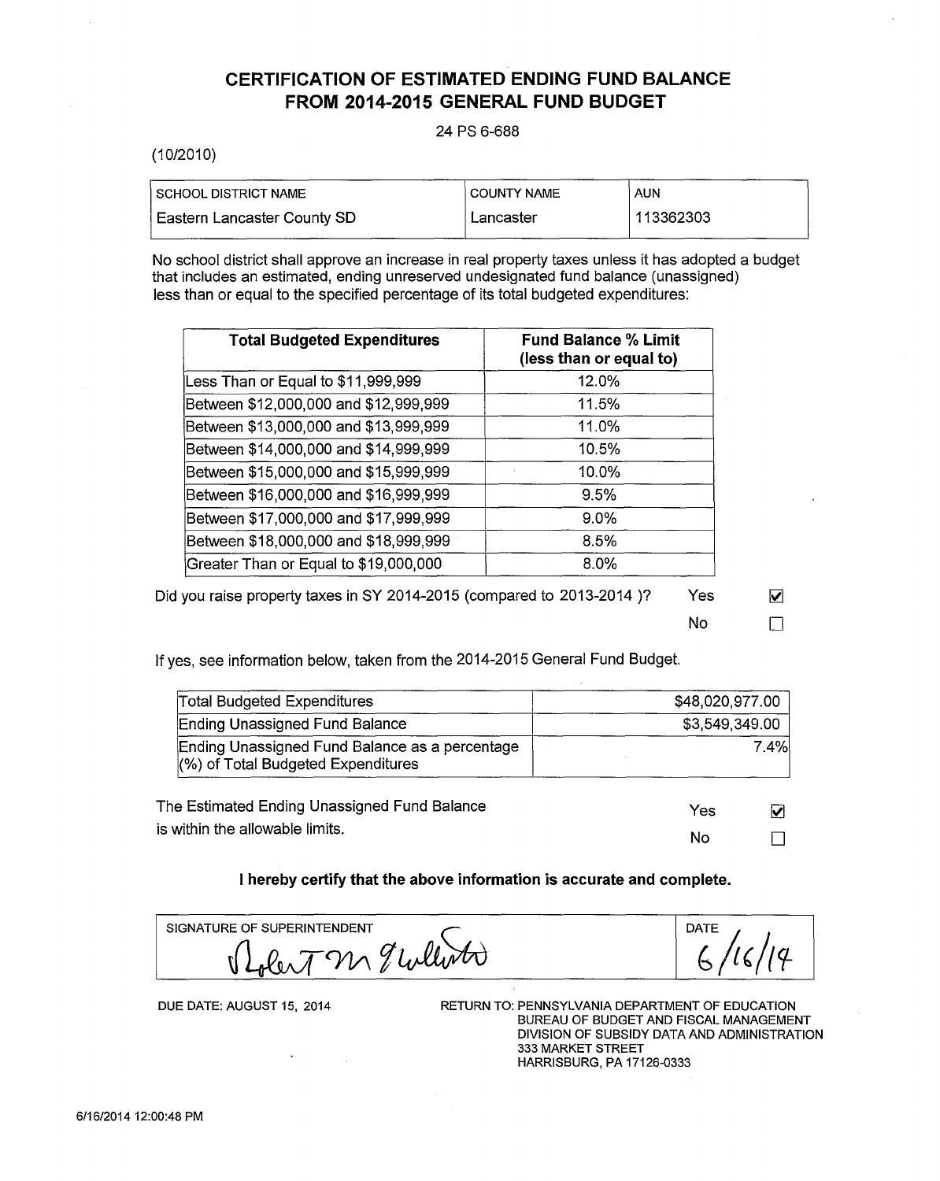# CERTIFICATION OF ESTIMATED ENDING FUND BALANCE FROM 2014-2015 GENERAL FUND BUDGET

24 PS 6-688

(10/2010)

| SCHOOL DISTRICT NAME | COUNTY NAME | AUN |
|---|---|---|
| Eastern Lancaster County SD | Lancaster | 113362303 |

No school district shall approve an increase in real property taxes unless it has adopted a budget that includes an estimated, ending unreserved undesignated fund balance (unassigned) less than or equal to the specified percentage of its total budgeted expenditures:

| Total Budgeted Expenditures | Fund Balance % Limit (less than or equal to) |
|---|---|
| Less Than or Equal to $11,999,999 | 12.0% |
| Between $12,000,000 and $12,999,999 | 11.5% |
| Between $13,000,000 and $13,999,999 | 11.0% |
| Between $14,000,000 and $14,999,999 | 10.5% |
| Between $15,000,000 and $15,999,999 | 10.0% |
| Between $16,000,000 and $16,999,999 | 9.5% |
| Between $17,000,000 and $17,999,999 | 9.0% |
| Between $18,000,000 and $18,999,999 | 8.5% |
| Greater Than or Equal to $19,000,000 | 8.0% |

Did you raise property taxes in SY 2014-2015 (compared to 2013-2014 )?

- Yes ☑
- No ☐

If yes, see information below, taken from the 2014-2015 General Fund Budget.

| | |
|---|---|
| Total Budgeted Expenditures | $48,020,977.00 |
| Ending Unassigned Fund Balance | $3,549,349.00 |
| Ending Unassigned Fund Balance as a percentage (%) of Total Budgeted Expenditures | 7.4% |

The Estimated Ending Unassigned Fund Balance is within the allowable limits.

- Yes ☑
- No ☐

**I hereby certify that the above information is accurate and complete.**

| SIGNATURE OF SUPERINTENDENT | DATE |
|---|---|
| Robert M Guillotte | 6/16/14 |

DUE DATE: AUGUST 15, 2014

RETURN TO: PENNSYLVANIA DEPARTMENT OF EDUCATION
BUREAU OF BUDGET AND FISCAL MANAGEMENT
DIVISION OF SUBSIDY DATA AND ADMINISTRATION
333 MARKET STREET
HARRISBURG, PA 17126-0333

6/16/2014 12:00:48 PM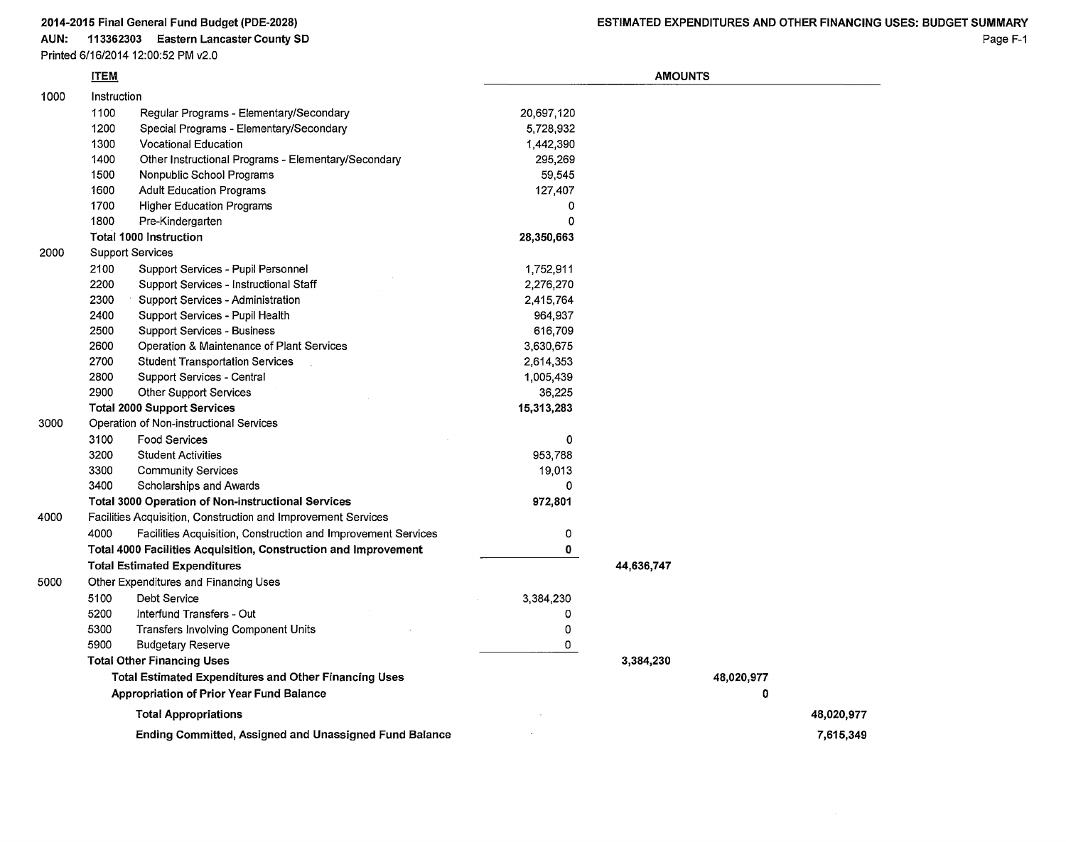**2014-2015 Final General Fund Budget (PDE-2028)**
**AUN: 113362303 Eastern Lancaster County SD**
Printed 6/16/2014 12:00:52 PM v2.0

**ESTIMATED EXPENDITURES AND OTHER FINANCING USES: BUDGET SUMMARY**

| | ITEM | AMOUNTS | | | |
|---|---|---|---|---|---|
| 1000 | Instruction | | | | |
| | 1100 Regular Programs - Elementary/Secondary | 20,697,120 | | | |
| | 1200 Special Programs - Elementary/Secondary | 5,728,932 | | | |
| | 1300 Vocational Education | 1,442,390 | | | |
| | 1400 Other Instructional Programs - Elementary/Secondary | 295,269 | | | |
| | 1500 Nonpublic School Programs | 59,545 | | | |
| | 1600 Adult Education Programs | 127,407 | | | |
| | 1700 Higher Education Programs | 0 | | | |
| | 1800 Pre-Kindergarten | 0 | | | |
| | **Total 1000 Instruction** | **28,350,663** | | | |
| 2000 | Support Services | | | | |
| | 2100 Support Services - Pupil Personnel | 1,752,911 | | | |
| | 2200 Support Services - Instructional Staff | 2,276,270 | | | |
| | 2300 Support Services - Administration | 2,415,764 | | | |
| | 2400 Support Services - Pupil Health | 964,937 | | | |
| | 2500 Support Services - Business | 616,709 | | | |
| | 2600 Operation & Maintenance of Plant Services | 3,630,675 | | | |
| | 2700 Student Transportation Services | 2,614,353 | | | |
| | 2800 Support Services - Central | 1,005,439 | | | |
| | 2900 Other Support Services | 36,225 | | | |
| | **Total 2000 Support Services** | **15,313,283** | | | |
| 3000 | Operation of Non-instructional Services | | | | |
| | 3100 Food Services | 0 | | | |
| | 3200 Student Activities | 953,788 | | | |
| | 3300 Community Services | 19,013 | | | |
| | 3400 Scholarships and Awards | 0 | | | |
| | **Total 3000 Operation of Non-instructional Services** | **972,801** | | | |
| 4000 | Facilities Acquisition, Construction and Improvement Services | | | | |
| | 4000 Facilities Acquisition, Construction and Improvement Services | 0 | | | |
| | **Total 4000 Facilities Acquisition, Construction and Improvement** | **0** | | | |
| | **Total Estimated Expenditures** | | **44,636,747** | | |
| 5000 | Other Expenditures and Financing Uses | | | | |
| | 5100 Debt Service | 3,384,230 | | | |
| | 5200 Interfund Transfers - Out | 0 | | | |
| | 5300 Transfers Involving Component Units | 0 | | | |
| | 5900 Budgetary Reserve | 0 | | | |
| | **Total Other Financing Uses** | | **3,384,230** | | |
| | **Total Estimated Expenditures and Other Financing Uses** | | | **48,020,977** | |
| | **Appropriation of Prior Year Fund Balance** | | | **0** | |
| | **Total Appropriations** | | | | **48,020,977** |
| | **Ending Committed, Assigned and Unassigned Fund Balance** | | | | **7,615,349** |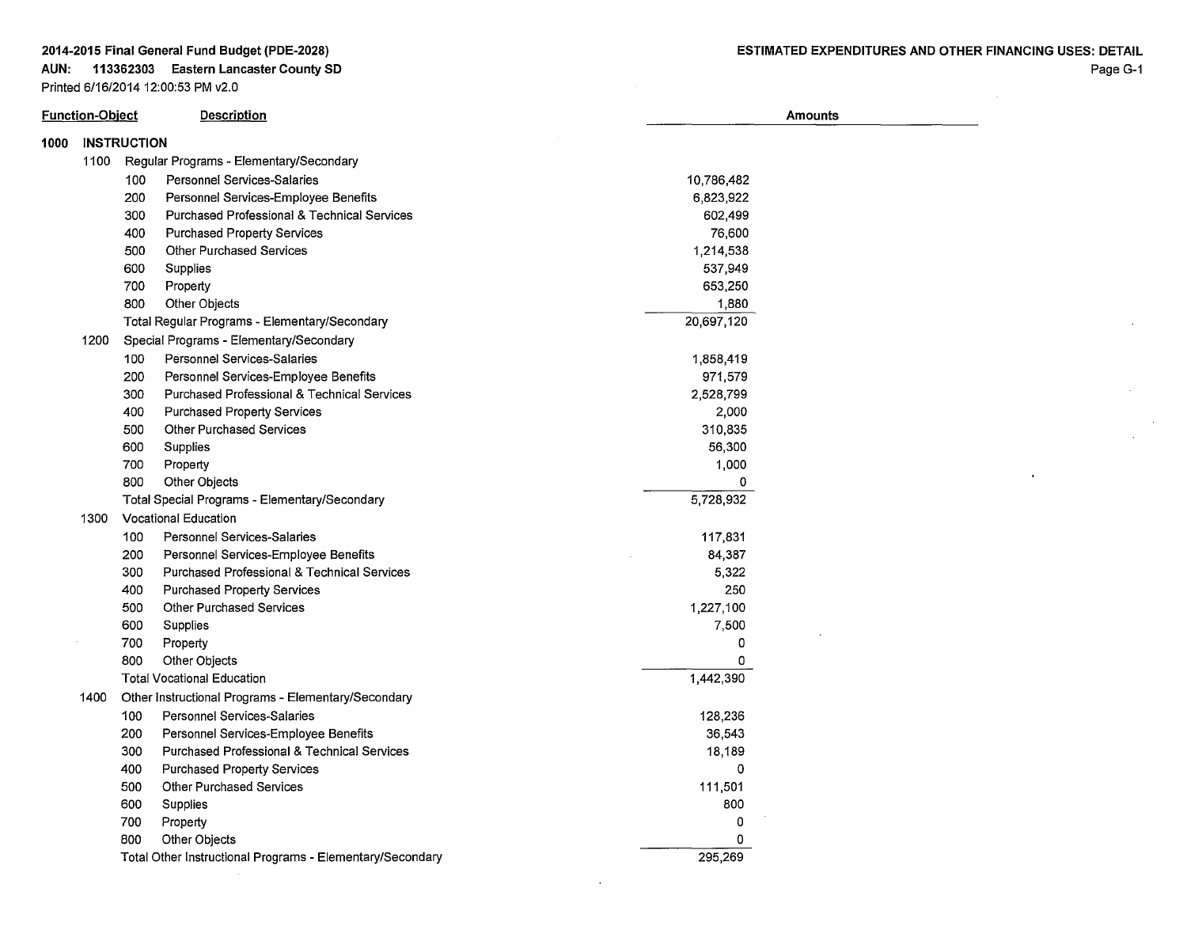**2014-2015 Final General Fund Budget (PDE-2028)**
**AUN: 113362303 Eastern Lancaster County SD**
Printed 6/16/2014 12:00:53 PM v2.0

**ESTIMATED EXPENDITURES AND OTHER FINANCING USES: DETAIL**

| Function-Object | | | Description | Amounts |
|---|---|---|---|---|
| **1000** | **INSTRUCTION** | | | |
| | 1100 | | Regular Programs - Elementary/Secondary | |
| | | 100 | Personnel Services-Salaries | 10,786,482 |
| | | 200 | Personnel Services-Employee Benefits | 6,823,922 |
| | | 300 | Purchased Professional & Technical Services | 602,499 |
| | | 400 | Purchased Property Services | 76,600 |
| | | 500 | Other Purchased Services | 1,214,538 |
| | | 600 | Supplies | 537,949 |
| | | 700 | Property | 653,250 |
| | | 800 | Other Objects | 1,880 |
| | | | Total Regular Programs - Elementary/Secondary | 20,697,120 |
| | 1200 | | Special Programs - Elementary/Secondary | |
| | | 100 | Personnel Services-Salaries | 1,858,419 |
| | | 200 | Personnel Services-Employee Benefits | 971,579 |
| | | 300 | Purchased Professional & Technical Services | 2,528,799 |
| | | 400 | Purchased Property Services | 2,000 |
| | | 500 | Other Purchased Services | 310,835 |
| | | 600 | Supplies | 56,300 |
| | | 700 | Property | 1,000 |
| | | 800 | Other Objects | 0 |
| | | | Total Special Programs - Elementary/Secondary | 5,728,932 |
| | 1300 | | Vocational Education | |
| | | 100 | Personnel Services-Salaries | 117,831 |
| | | 200 | Personnel Services-Employee Benefits | 84,387 |
| | | 300 | Purchased Professional & Technical Services | 5,322 |
| | | 400 | Purchased Property Services | 250 |
| | | 500 | Other Purchased Services | 1,227,100 |
| | | 600 | Supplies | 7,500 |
| | | 700 | Property | 0 |
| | | 800 | Other Objects | 0 |
| | | | Total Vocational Education | 1,442,390 |
| | 1400 | | Other Instructional Programs - Elementary/Secondary | |
| | | 100 | Personnel Services-Salaries | 128,236 |
| | | 200 | Personnel Services-Employee Benefits | 36,543 |
| | | 300 | Purchased Professional & Technical Services | 18,189 |
| | | 400 | Purchased Property Services | 0 |
| | | 500 | Other Purchased Services | 111,501 |
| | | 600 | Supplies | 800 |
| | | 700 | Property | 0 |
| | | 800 | Other Objects | 0 |
| | | | Total Other Instructional Programs - Elementary/Secondary | 295,269 |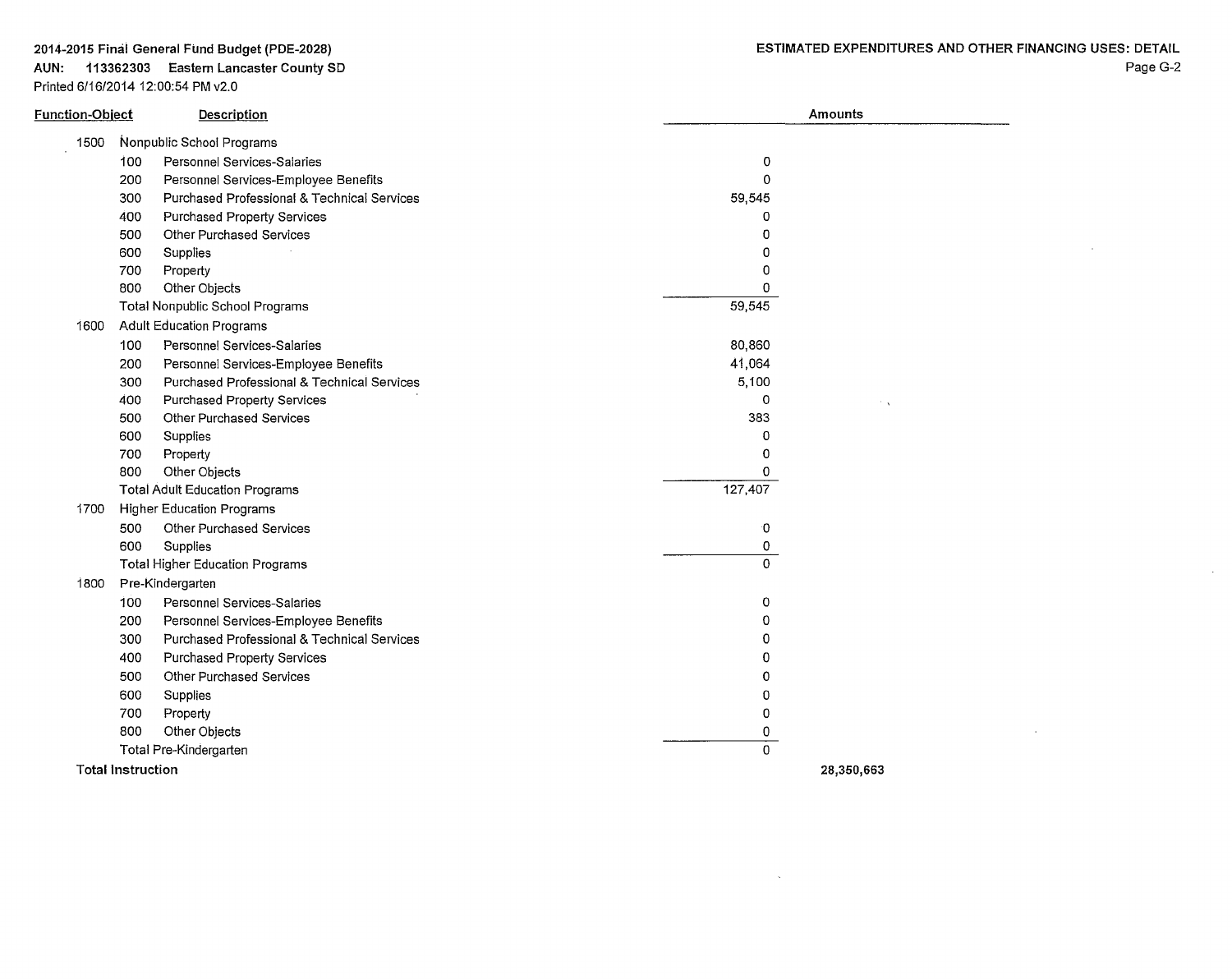2014-2015 Final General Fund Budget (PDE-2028)
AUN: 113362303 Eastern Lancaster County SD
Printed 6/16/2014 12:00:54 PM v2.0

ESTIMATED EXPENDITURES AND OTHER FINANCING USES: DETAIL

| Function-Object | | Description | Amounts | |
|---|---|---|---|---|
| 1500 | | Nonpublic School Programs | | |
| | 100 | Personnel Services-Salaries | 0 | |
| | 200 | Personnel Services-Employee Benefits | 0 | |
| | 300 | Purchased Professional & Technical Services | 59,545 | |
| | 400 | Purchased Property Services | 0 | |
| | 500 | Other Purchased Services | 0 | |
| | 600 | Supplies | 0 | |
| | 700 | Property | 0 | |
| | 800 | Other Objects | 0 | |
| | | Total Nonpublic School Programs | 59,545 | |
| 1600 | | Adult Education Programs | | |
| | 100 | Personnel Services-Salaries | 80,860 | |
| | 200 | Personnel Services-Employee Benefits | 41,064 | |
| | 300 | Purchased Professional & Technical Services | 5,100 | |
| | 400 | Purchased Property Services | 0 | |
| | 500 | Other Purchased Services | 383 | |
| | 600 | Supplies | 0 | |
| | 700 | Property | 0 | |
| | 800 | Other Objects | 0 | |
| | | Total Adult Education Programs | 127,407 | |
| 1700 | | Higher Education Programs | | |
| | 500 | Other Purchased Services | 0 | |
| | 600 | Supplies | 0 | |
| | | Total Higher Education Programs | 0 | |
| 1800 | | Pre-Kindergarten | | |
| | 100 | Personnel Services-Salaries | 0 | |
| | 200 | Personnel Services-Employee Benefits | 0 | |
| | 300 | Purchased Professional & Technical Services | 0 | |
| | 400 | Purchased Property Services | 0 | |
| | 500 | Other Purchased Services | 0 | |
| | 600 | Supplies | 0 | |
| | 700 | Property | 0 | |
| | 800 | Other Objects | 0 | |
| | | Total Pre-Kindergarten | 0 | |
| **Total Instruction** | | | | **28,350,663** |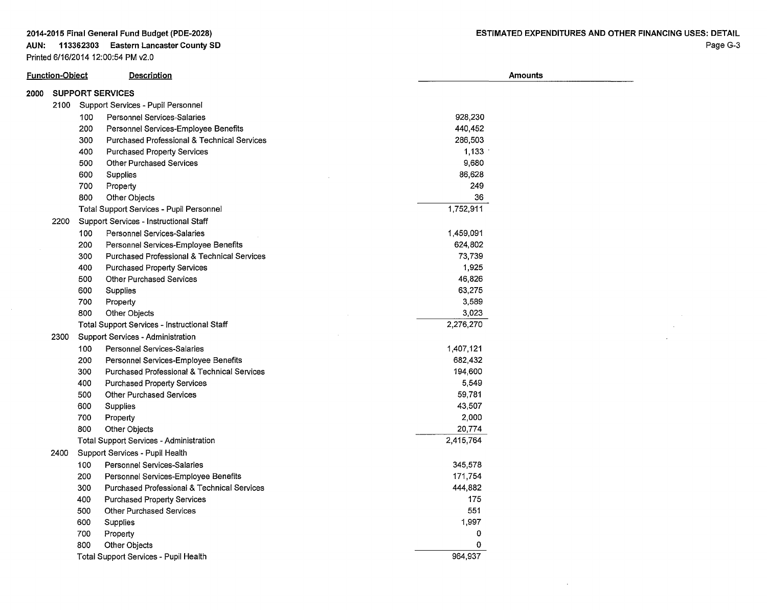2014-2015 Final General Fund Budget (PDE-2028)
AUN: 113362303 Eastern Lancaster County SD
Printed 6/16/2014 12:00:54 PM v2.0

**ESTIMATED EXPENDITURES AND OTHER FINANCING USES: DETAIL**

| Function-Object | | | Description | Amounts |
|---|---|---|---|---|
| 2000 | | | **SUPPORT SERVICES** | |
| | 2100 | | Support Services - Pupil Personnel | |
| | | 100 | Personnel Services-Salaries | 928,230 |
| | | 200 | Personnel Services-Employee Benefits | 440,452 |
| | | 300 | Purchased Professional & Technical Services | 286,503 |
| | | 400 | Purchased Property Services | 1,133 |
| | | 500 | Other Purchased Services | 9,680 |
| | | 600 | Supplies | 86,628 |
| | | 700 | Property | 249 |
| | | 800 | Other Objects | 36 |
| | | | Total Support Services - Pupil Personnel | 1,752,911 |
| | 2200 | | Support Services - Instructional Staff | |
| | | 100 | Personnel Services-Salaries | 1,459,091 |
| | | 200 | Personnel Services-Employee Benefits | 624,802 |
| | | 300 | Purchased Professional & Technical Services | 73,739 |
| | | 400 | Purchased Property Services | 1,925 |
| | | 500 | Other Purchased Services | 46,826 |
| | | 600 | Supplies | 63,275 |
| | | 700 | Property | 3,589 |
| | | 800 | Other Objects | 3,023 |
| | | | Total Support Services - Instructional Staff | 2,276,270 |
| | 2300 | | Support Services - Administration | |
| | | 100 | Personnel Services-Salaries | 1,407,121 |
| | | 200 | Personnel Services-Employee Benefits | 682,432 |
| | | 300 | Purchased Professional & Technical Services | 194,600 |
| | | 400 | Purchased Property Services | 5,549 |
| | | 500 | Other Purchased Services | 59,781 |
| | | 600 | Supplies | 43,507 |
| | | 700 | Property | 2,000 |
| | | 800 | Other Objects | 20,774 |
| | | | Total Support Services - Administration | 2,415,764 |
| | 2400 | | Support Services - Pupil Health | |
| | | 100 | Personnel Services-Salaries | 345,578 |
| | | 200 | Personnel Services-Employee Benefits | 171,754 |
| | | 300 | Purchased Professional & Technical Services | 444,882 |
| | | 400 | Purchased Property Services | 175 |
| | | 500 | Other Purchased Services | 551 |
| | | 600 | Supplies | 1,997 |
| | | 700 | Property | 0 |
| | | 800 | Other Objects | 0 |
| | | | Total Support Services - Pupil Health | 964,937 |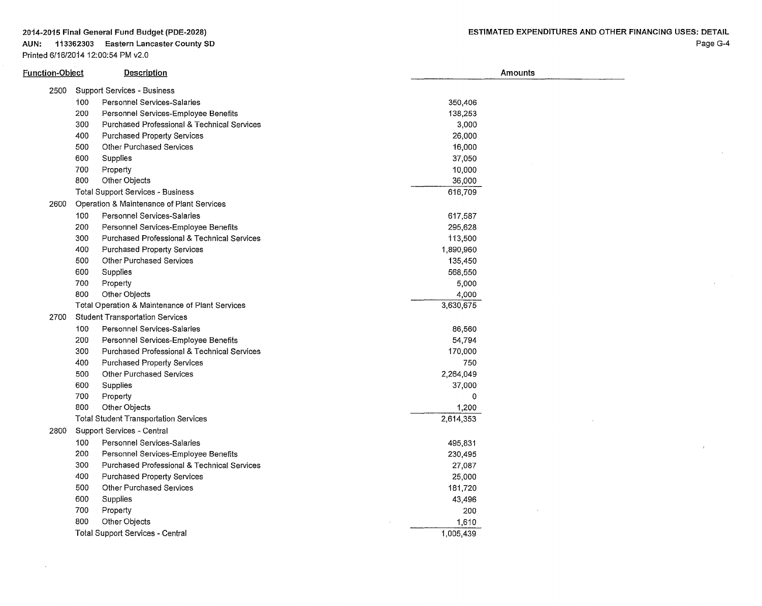**2014-2015 Final General Fund Budget (PDE-2028)**
**AUN: 113362303 Eastern Lancaster County SD**
Printed 6/16/2014 12:00:54 PM v2.0

**ESTIMATED EXPENDITURES AND OTHER FINANCING USES: DETAIL**

| Function-Object | | Description | Amounts |
|---|---|---|---|
| 2500 | | Support Services - Business | |
| | 100 | Personnel Services-Salaries | 350,406 |
| | 200 | Personnel Services-Employee Benefits | 138,253 |
| | 300 | Purchased Professional & Technical Services | 3,000 |
| | 400 | Purchased Property Services | 26,000 |
| | 500 | Other Purchased Services | 16,000 |
| | 600 | Supplies | 37,050 |
| | 700 | Property | 10,000 |
| | 800 | Other Objects | 36,000 |
| | | Total Support Services - Business | 616,709 |
| 2600 | | Operation & Maintenance of Plant Services | |
| | 100 | Personnel Services-Salaries | 617,587 |
| | 200 | Personnel Services-Employee Benefits | 295,628 |
| | 300 | Purchased Professional & Technical Services | 113,500 |
| | 400 | Purchased Property Services | 1,890,960 |
| | 500 | Other Purchased Services | 135,450 |
| | 600 | Supplies | 568,550 |
| | 700 | Property | 5,000 |
| | 800 | Other Objects | 4,000 |
| | | Total Operation & Maintenance of Plant Services | 3,630,675 |
| 2700 | | Student Transportation Services | |
| | 100 | Personnel Services-Salaries | 86,560 |
| | 200 | Personnel Services-Employee Benefits | 54,794 |
| | 300 | Purchased Professional & Technical Services | 170,000 |
| | 400 | Purchased Property Services | 750 |
| | 500 | Other Purchased Services | 2,264,049 |
| | 600 | Supplies | 37,000 |
| | 700 | Property | 0 |
| | 800 | Other Objects | 1,200 |
| | | Total Student Transportation Services | 2,614,353 |
| 2800 | | Support Services - Central | |
| | 100 | Personnel Services-Salaries | 495,831 |
| | 200 | Personnel Services-Employee Benefits | 230,495 |
| | 300 | Purchased Professional & Technical Services | 27,087 |
| | 400 | Purchased Property Services | 25,000 |
| | 500 | Other Purchased Services | 181,720 |
| | 600 | Supplies | 43,496 |
| | 700 | Property | 200 |
| | 800 | Other Objects | 1,610 |
| | | Total Support Services - Central | 1,005,439 |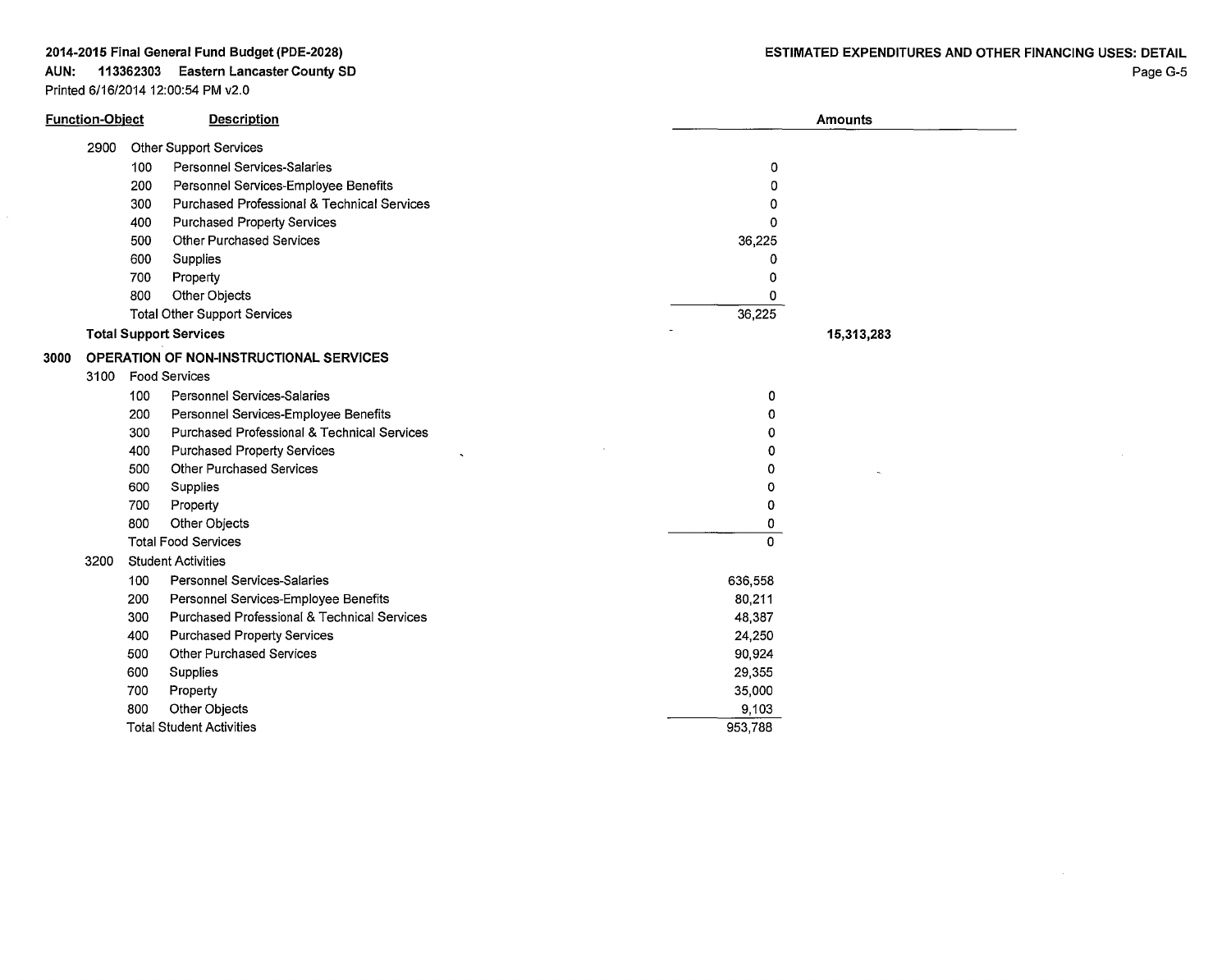**2014-2015 Final General Fund Budget (PDE-2028)**

**AUN: 113362303 Eastern Lancaster County SD**

Printed 6/16/2014 12:00:54 PM v2.0

**ESTIMATED EXPENDITURES AND OTHER FINANCING USES: DETAIL**

| Function-Object | | | Description | Amounts | |
|---|---|---|---|---|---|
| | 2900 | | Other Support Services | | |
| | | 100 | Personnel Services-Salaries | 0 | |
| | | 200 | Personnel Services-Employee Benefits | 0 | |
| | | 300 | Purchased Professional & Technical Services | 0 | |
| | | 400 | Purchased Property Services | 0 | |
| | | 500 | Other Purchased Services | 36,225 | |
| | | 600 | Supplies | 0 | |
| | | 700 | Property | 0 | |
| | | 800 | Other Objects | 0 | |
| | | | Total Other Support Services | 36,225 | |
| | **Total Support Services** | | | | **15,313,283** |
| **3000** | | | **OPERATION OF NON-INSTRUCTIONAL SERVICES** | | |
| | 3100 | | Food Services | | |
| | | 100 | Personnel Services-Salaries | 0 | |
| | | 200 | Personnel Services-Employee Benefits | 0 | |
| | | 300 | Purchased Professional & Technical Services | 0 | |
| | | 400 | Purchased Property Services | 0 | |
| | | 500 | Other Purchased Services | 0 | |
| | | 600 | Supplies | 0 | |
| | | 700 | Property | 0 | |
| | | 800 | Other Objects | 0 | |
| | | | Total Food Services | 0 | |
| | 3200 | | Student Activities | | |
| | | 100 | Personnel Services-Salaries | 636,558 | |
| | | 200 | Personnel Services-Employee Benefits | 80,211 | |
| | | 300 | Purchased Professional & Technical Services | 48,387 | |
| | | 400 | Purchased Property Services | 24,250 | |
| | | 500 | Other Purchased Services | 90,924 | |
| | | 600 | Supplies | 29,355 | |
| | | 700 | Property | 35,000 | |
| | | 800 | Other Objects | 9,103 | |
| | | | Total Student Activities | 953,788 | |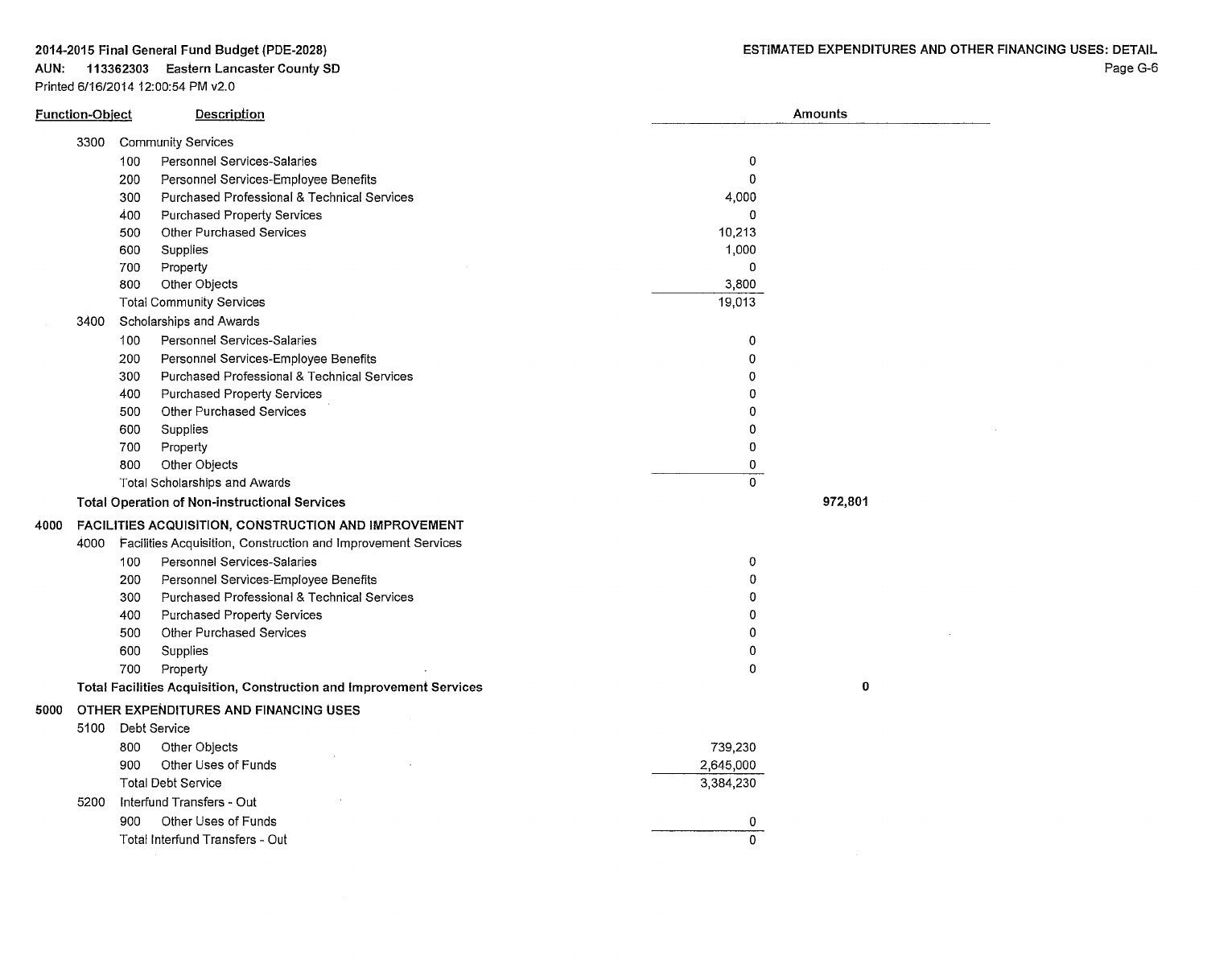**2014-2015 Final General Fund Budget (PDE-2028)**
**AUN: 113362303 Eastern Lancaster County SD**
Printed 6/16/2014 12:00:54 PM v2.0

**ESTIMATED EXPENDITURES AND OTHER FINANCING USES: DETAIL**

| Function-Object | | | Description | Amounts | |
|---|---|---|---|---|---|
| | 3300 | | Community Services | | |
| | | 100 | Personnel Services-Salaries | 0 | |
| | | 200 | Personnel Services-Employee Benefits | 0 | |
| | | 300 | Purchased Professional & Technical Services | 4,000 | |
| | | 400 | Purchased Property Services | 0 | |
| | | 500 | Other Purchased Services | 10,213 | |
| | | 600 | Supplies | 1,000 | |
| | | 700 | Property | 0 | |
| | | 800 | Other Objects | 3,800 | |
| | | | Total Community Services | 19,013 | |
| | 3400 | | Scholarships and Awards | | |
| | | 100 | Personnel Services-Salaries | 0 | |
| | | 200 | Personnel Services-Employee Benefits | 0 | |
| | | 300 | Purchased Professional & Technical Services | 0 | |
| | | 400 | Purchased Property Services | 0 | |
| | | 500 | Other Purchased Services | 0 | |
| | | 600 | Supplies | 0 | |
| | | 700 | Property | 0 | |
| | | 800 | Other Objects | 0 | |
| | | | Total Scholarships and Awards | 0 | |
| | | | **Total Operation of Non-instructional Services** | | **972,801** |
| **4000** | | | **FACILITIES ACQUISITION, CONSTRUCTION AND IMPROVEMENT** | | |
| | 4000 | | Facilities Acquisition, Construction and Improvement Services | | |
| | | 100 | Personnel Services-Salaries | 0 | |
| | | 200 | Personnel Services-Employee Benefits | 0 | |
| | | 300 | Purchased Professional & Technical Services | 0 | |
| | | 400 | Purchased Property Services | 0 | |
| | | 500 | Other Purchased Services | 0 | |
| | | 600 | Supplies | 0 | |
| | | 700 | Property | 0 | |
| | | | **Total Facilities Acquisition, Construction and Improvement Services** | | **0** |
| **5000** | | | **OTHER EXPENDITURES AND FINANCING USES** | | |
| | 5100 | | Debt Service | | |
| | | 800 | Other Objects | 739,230 | |
| | | 900 | Other Uses of Funds | 2,645,000 | |
| | | | Total Debt Service | 3,384,230 | |
| | 5200 | | Interfund Transfers - Out | | |
| | | 900 | Other Uses of Funds | 0 | |
| | | | Total Interfund Transfers - Out | 0 | |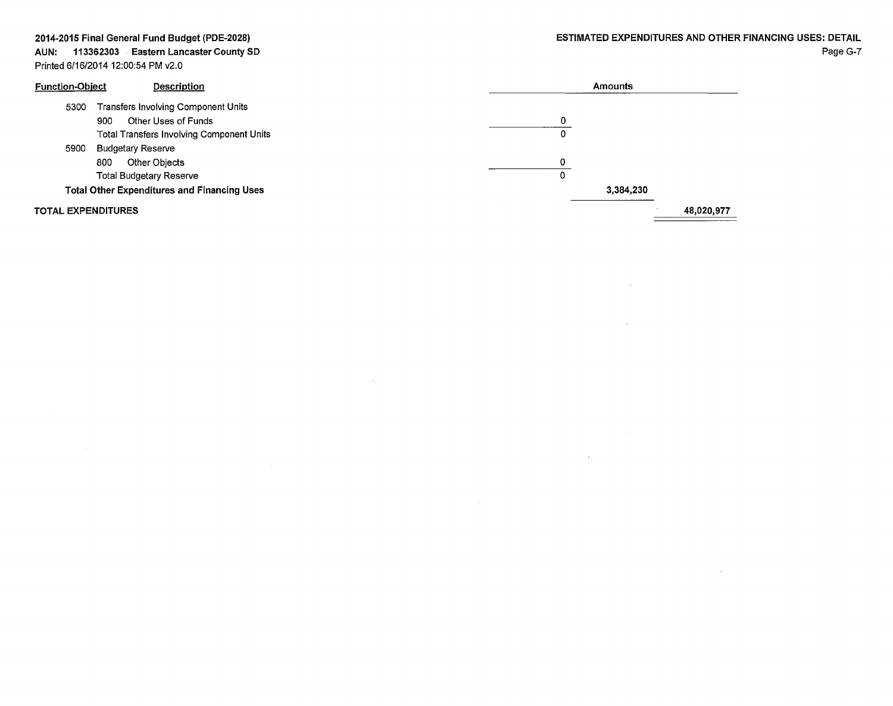**2014-2015 Final General Fund Budget (PDE-2028)**
**AUN: 113362303 Eastern Lancaster County SD**
Printed 6/16/2014 12:00:54 PM v2.0

**ESTIMATED EXPENDITURES AND OTHER FINANCING USES: DETAIL**

| Function-Object | Description | Amounts | | |
|---|---|---|---|---|
| 5300 | Transfers Involving Component Units | | | |
| 900 | Other Uses of Funds | 0 | | |
| | Total Transfers Involving Component Units | 0 | | |
| 5900 | Budgetary Reserve | | | |
| 800 | Other Objects | 0 | | |
| | Total Budgetary Reserve | 0 | | |
| | **Total Other Expenditures and Financing Uses** | | **3,384,230** | |
| **TOTAL EXPENDITURES** | | | | **48,020,977** |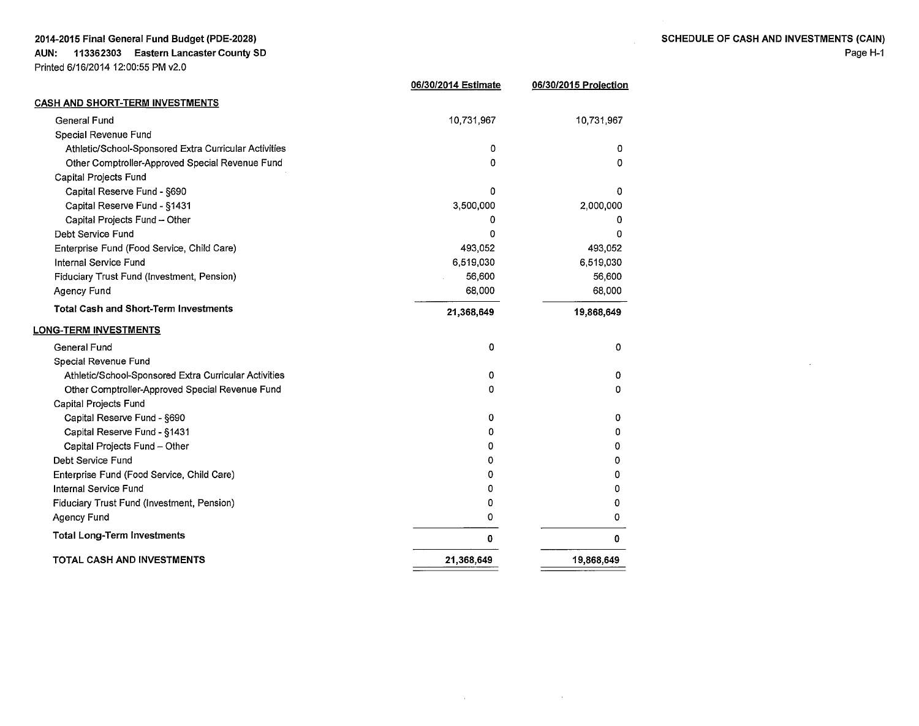**2014-2015 Final General Fund Budget (PDE-2028)**
**AUN: 113362303 Eastern Lancaster County SD**
Printed 6/16/2014 12:00:55 PM v2.0

**SCHEDULE OF CASH AND INVESTMENTS (CAIN)**

| | 06/30/2014 Estimate | 06/30/2015 Projection |
|---|---|---|
| **CASH AND SHORT-TERM INVESTMENTS** | | |
| General Fund | 10,731,967 | 10,731,967 |
| Special Revenue Fund | | |
| Athletic/School-Sponsored Extra Curricular Activities | 0 | 0 |
| Other Comptroller-Approved Special Revenue Fund | 0 | 0 |
| Capital Projects Fund | | |
| Capital Reserve Fund - §690 | 0 | 0 |
| Capital Reserve Fund - §1431 | 3,500,000 | 2,000,000 |
| Capital Projects Fund – Other | 0 | 0 |
| Debt Service Fund | 0 | 0 |
| Enterprise Fund (Food Service, Child Care) | 493,052 | 493,052 |
| Internal Service Fund | 6,519,030 | 6,519,030 |
| Fiduciary Trust Fund (Investment, Pension) | 56,600 | 56,600 |
| Agency Fund | 68,000 | 68,000 |
| **Total Cash and Short-Term Investments** | **21,368,649** | **19,868,649** |
| **LONG-TERM INVESTMENTS** | | |
| General Fund | 0 | 0 |
| Special Revenue Fund | | |
| Athletic/School-Sponsored Extra Curricular Activities | 0 | 0 |
| Other Comptroller-Approved Special Revenue Fund | 0 | 0 |
| Capital Projects Fund | | |
| Capital Reserve Fund - §690 | 0 | 0 |
| Capital Reserve Fund - §1431 | 0 | 0 |
| Capital Projects Fund – Other | 0 | 0 |
| Debt Service Fund | 0 | 0 |
| Enterprise Fund (Food Service, Child Care) | 0 | 0 |
| Internal Service Fund | 0 | 0 |
| Fiduciary Trust Fund (Investment, Pension) | 0 | 0 |
| Agency Fund | 0 | 0 |
| **Total Long-Term Investments** | **0** | **0** |
| **TOTAL CASH AND INVESTMENTS** | **21,368,649** | **19,868,649** |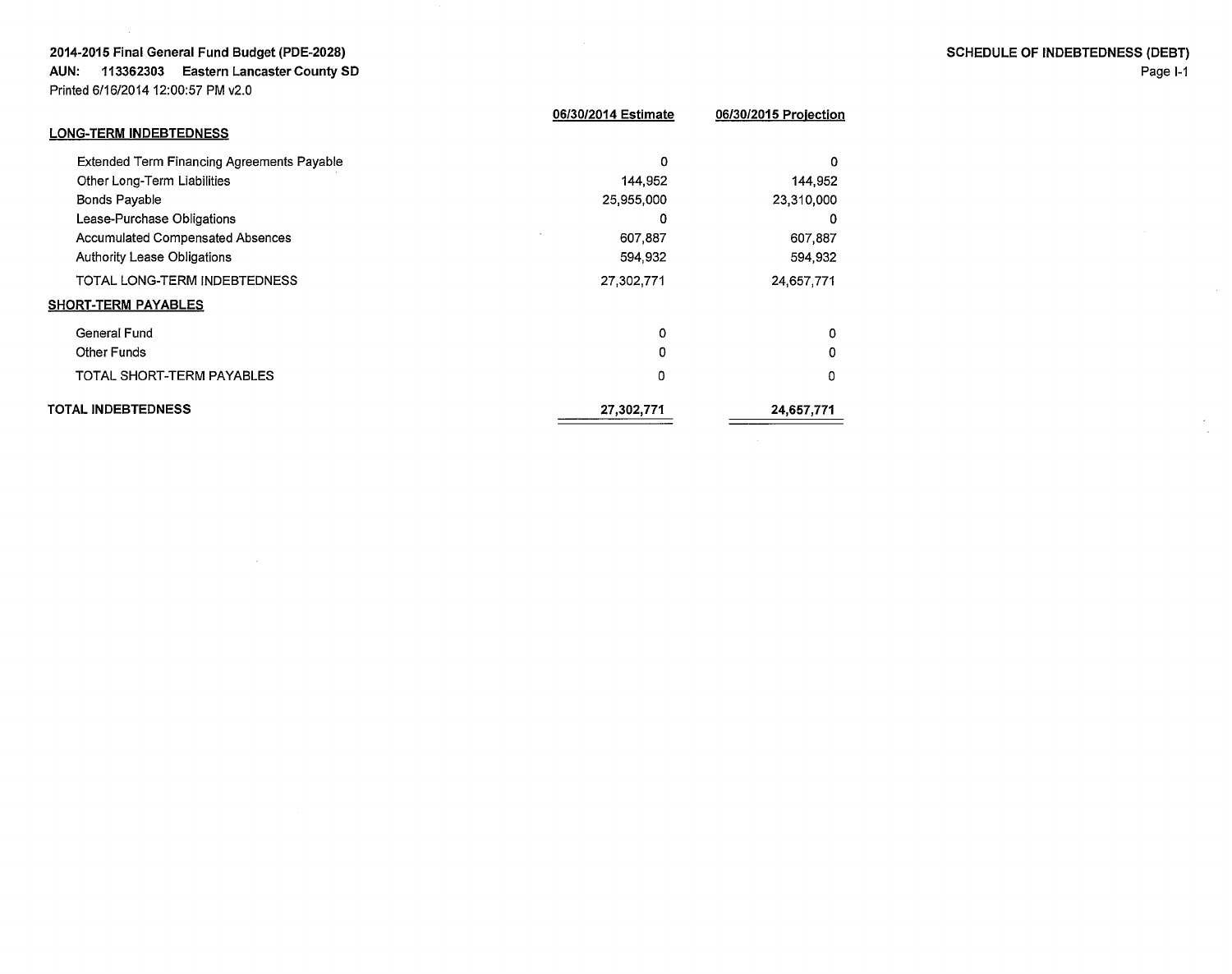**2014-2015 Final General Fund Budget (PDE-2028)**
**AUN: 113362303 Eastern Lancaster County SD**
Printed 6/16/2014 12:00:57 PM v2.0

**SCHEDULE OF INDEBTEDNESS (DEBT)**
Page I-1

| | 06/30/2014 Estimate | 06/30/2015 Projection |
|---|---|---|
| **LONG-TERM INDEBTEDNESS** | | |
| Extended Term Financing Agreements Payable | 0 | 0 |
| Other Long-Term Liabilities | 144,952 | 144,952 |
| Bonds Payable | 25,955,000 | 23,310,000 |
| Lease-Purchase Obligations | 0 | 0 |
| Accumulated Compensated Absences | 607,887 | 607,887 |
| Authority Lease Obligations | 594,932 | 594,932 |
| TOTAL LONG-TERM INDEBTEDNESS | 27,302,771 | 24,657,771 |
| **SHORT-TERM PAYABLES** | | |
| General Fund | 0 | 0 |
| Other Funds | 0 | 0 |
| TOTAL SHORT-TERM PAYABLES | 0 | 0 |
| **TOTAL INDEBTEDNESS** | **27,302,771** | **24,657,771** |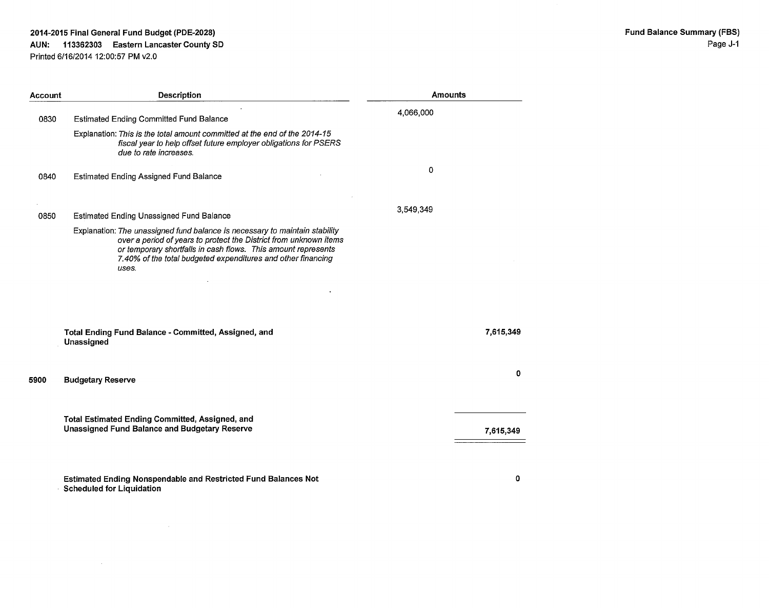**2014-2015 Final General Fund Budget (PDE-2028)**
**AUN: 113362303 Eastern Lancaster County SD**
Printed 6/16/2014 12:00:57 PM v2.0

**Fund Balance Summary (FBS)**
Page J-1

| Account | Description | Amounts | |
|---|---|---|---|
| 0830 | Estimated Ending Committed Fund Balance | 4,066,000 | |
| | Explanation: *This is the total amount committed at the end of the 2014-15 fiscal year to help offset future employer obligations for PSERS due to rate increases.* | | |
| 0840 | Estimated Ending Assigned Fund Balance | 0 | |
| 0850 | Estimated Ending Unassigned Fund Balance | 3,549,349 | |
| | Explanation: *The unassigned fund balance is necessary to maintain stability over a period of years to protect the District from unknown items or temporary shortfalls in cash flows. This amount represents 7.40% of the total budgeted expenditures and other financing uses.* | | |
| | **Total Ending Fund Balance - Committed, Assigned, and Unassigned** | | **7,615,349** |
| **5900** | **Budgetary Reserve** | | **0** |
| | **Total Estimated Ending Committed, Assigned, and Unassigned Fund Balance and Budgetary Reserve** | | **7,615,349** |
| | **Estimated Ending Nonspendable and Restricted Fund Balances Not Scheduled for Liquidation** | | **0** |